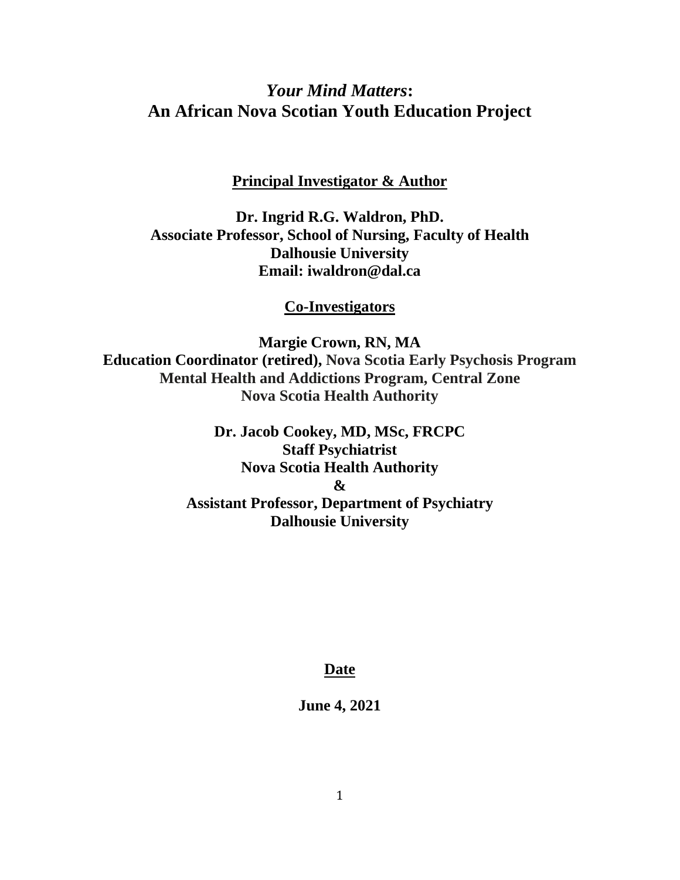# *Your Mind Matters*: An African Nova Scotian Youth Education Project

**Principal Investigator & Author**

**Dr. Ingrid R.G. Waldron, PhD.**
**Associate Professor, School of Nursing, Faculty of Health**
**Dalhousie University**
**Email: iwaldron@dal.ca**

**Co-Investigators**

**Margie Crown, RN, MA**
**Education Coordinator (retired), Nova Scotia Early Psychosis Program**
**Mental Health and Addictions Program, Central Zone**
**Nova Scotia Health Authority**

**Dr. Jacob Cookey, MD, MSc, FRCPC**
**Staff Psychiatrist**
**Nova Scotia Health Authority**
**&**
**Assistant Professor, Department of Psychiatry**
**Dalhousie University**

**Date**

**June 4, 2021**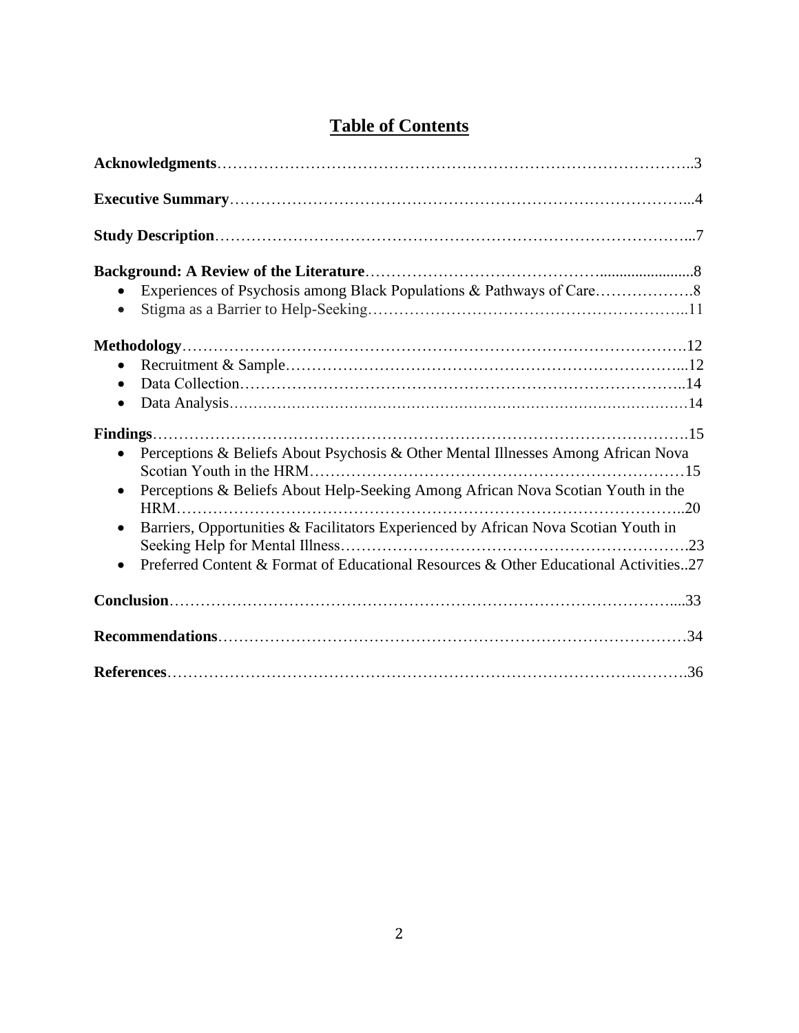# Table of Contents

**Acknowledgments**……………………………………………………………………………..3

**Executive Summary**……………………………………………………………………………...4

**Study Description**……………………………………………………………………………...7

**Background: A Review of the Literature**……………………………………........................8

- Experiences of Psychosis among Black Populations & Pathways of Care……………….8
- Stigma as a Barrier to Help-Seeking…………………………………………………..11

**Methodology**……………………………………………………………………………….12

- Recruitment & Sample…………………………………………………………………...12
- Data Collection…………………………………………………………………………..14
- Data Analysis……………………………………………………………………………14

**Findings**…………………………………………………………………………………….15

- Perceptions & Beliefs About Psychosis & Other Mental Illnesses Among African Nova Scotian Youth in the HRM……………………………………………………………15
- Perceptions & Beliefs About Help-Seeking Among African Nova Scotian Youth in the HRM…………………………………………………………………………………..20
- Barriers, Opportunities & Facilitators Experienced by African Nova Scotian Youth in Seeking Help for Mental Illness……………………………………………………….23
- Preferred Content & Format of Educational Resources & Other Educational Activities..27

**Conclusion**…………………………………………………………………………………....33

**Recommendations**……………………………………………………………………………34

**References**…………………………………………………………………………………….36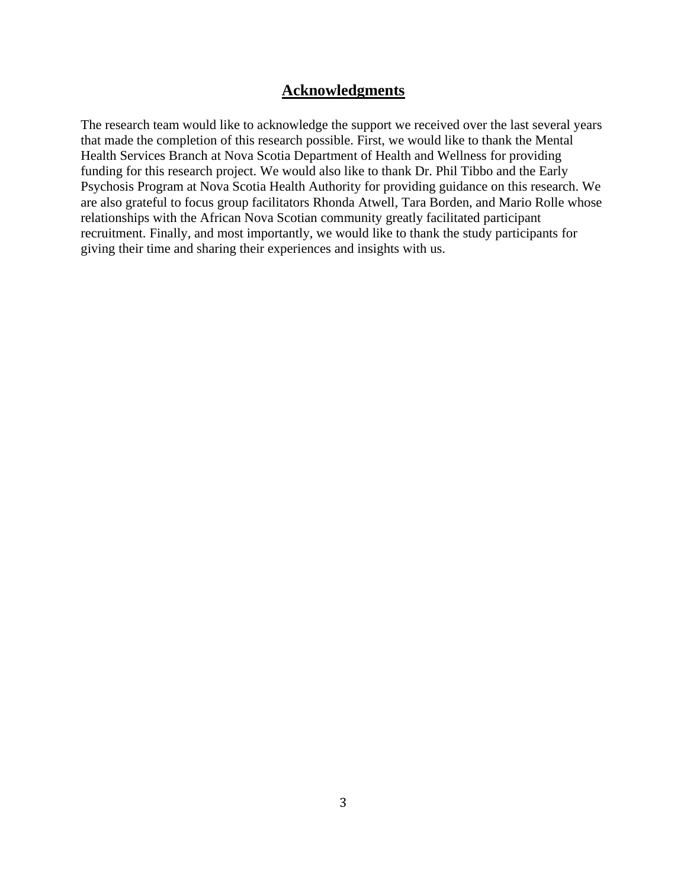## Acknowledgments

The research team would like to acknowledge the support we received over the last several years that made the completion of this research possible. First, we would like to thank the Mental Health Services Branch at Nova Scotia Department of Health and Wellness for providing funding for this research project. We would also like to thank Dr. Phil Tibbo and the Early Psychosis Program at Nova Scotia Health Authority for providing guidance on this research. We are also grateful to focus group facilitators Rhonda Atwell, Tara Borden, and Mario Rolle whose relationships with the African Nova Scotian community greatly facilitated participant recruitment. Finally, and most importantly, we would like to thank the study participants for giving their time and sharing their experiences and insights with us.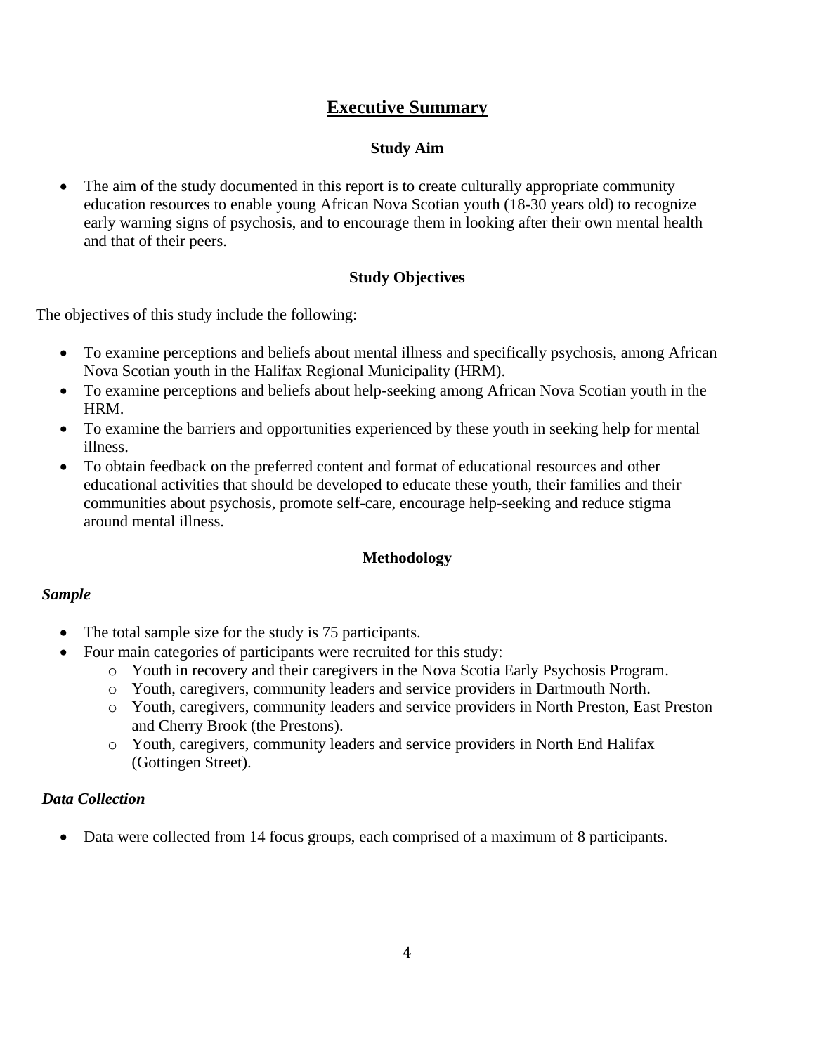# Executive Summary

## Study Aim

- The aim of the study documented in this report is to create culturally appropriate community education resources to enable young African Nova Scotian youth (18-30 years old) to recognize early warning signs of psychosis, and to encourage them in looking after their own mental health and that of their peers.

## Study Objectives

The objectives of this study include the following:

- To examine perceptions and beliefs about mental illness and specifically psychosis, among African Nova Scotian youth in the Halifax Regional Municipality (HRM).
- To examine perceptions and beliefs about help-seeking among African Nova Scotian youth in the HRM.
- To examine the barriers and opportunities experienced by these youth in seeking help for mental illness.
- To obtain feedback on the preferred content and format of educational resources and other educational activities that should be developed to educate these youth, their families and their communities about psychosis, promote self-care, encourage help-seeking and reduce stigma around mental illness.

## Methodology

### *Sample*

- The total sample size for the study is 75 participants.
- Four main categories of participants were recruited for this study:
  - Youth in recovery and their caregivers in the Nova Scotia Early Psychosis Program.
  - Youth, caregivers, community leaders and service providers in Dartmouth North.
  - Youth, caregivers, community leaders and service providers in North Preston, East Preston and Cherry Brook (the Prestons).
  - Youth, caregivers, community leaders and service providers in North End Halifax (Gottingen Street).

### *Data Collection*

- Data were collected from 14 focus groups, each comprised of a maximum of 8 participants.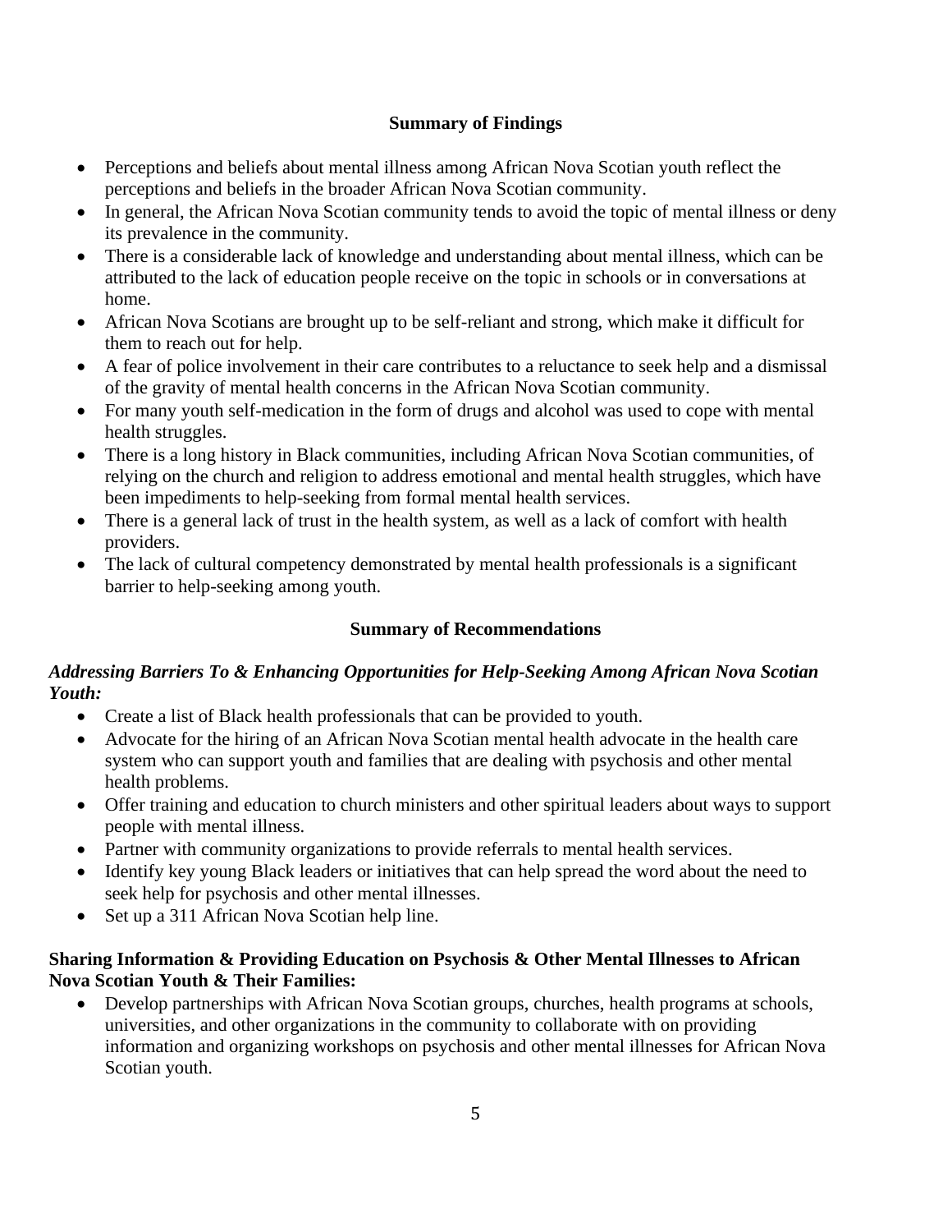## Summary of Findings

- Perceptions and beliefs about mental illness among African Nova Scotian youth reflect the perceptions and beliefs in the broader African Nova Scotian community.
- In general, the African Nova Scotian community tends to avoid the topic of mental illness or deny its prevalence in the community.
- There is a considerable lack of knowledge and understanding about mental illness, which can be attributed to the lack of education people receive on the topic in schools or in conversations at home.
- African Nova Scotians are brought up to be self-reliant and strong, which make it difficult for them to reach out for help.
- A fear of police involvement in their care contributes to a reluctance to seek help and a dismissal of the gravity of mental health concerns in the African Nova Scotian community.
- For many youth self-medication in the form of drugs and alcohol was used to cope with mental health struggles.
- There is a long history in Black communities, including African Nova Scotian communities, of relying on the church and religion to address emotional and mental health struggles, which have been impediments to help-seeking from formal mental health services.
- There is a general lack of trust in the health system, as well as a lack of comfort with health providers.
- The lack of cultural competency demonstrated by mental health professionals is a significant barrier to help-seeking among youth.

## Summary of Recommendations

***Addressing Barriers To & Enhancing Opportunities for Help-Seeking Among African Nova Scotian Youth:***

- Create a list of Black health professionals that can be provided to youth.
- Advocate for the hiring of an African Nova Scotian mental health advocate in the health care system who can support youth and families that are dealing with psychosis and other mental health problems.
- Offer training and education to church ministers and other spiritual leaders about ways to support people with mental illness.
- Partner with community organizations to provide referrals to mental health services.
- Identify key young Black leaders or initiatives that can help spread the word about the need to seek help for psychosis and other mental illnesses.
- Set up a 311 African Nova Scotian help line.

**Sharing Information & Providing Education on Psychosis & Other Mental Illnesses to African Nova Scotian Youth & Their Families:**

- Develop partnerships with African Nova Scotian groups, churches, health programs at schools, universities, and other organizations in the community to collaborate with on providing information and organizing workshops on psychosis and other mental illnesses for African Nova Scotian youth.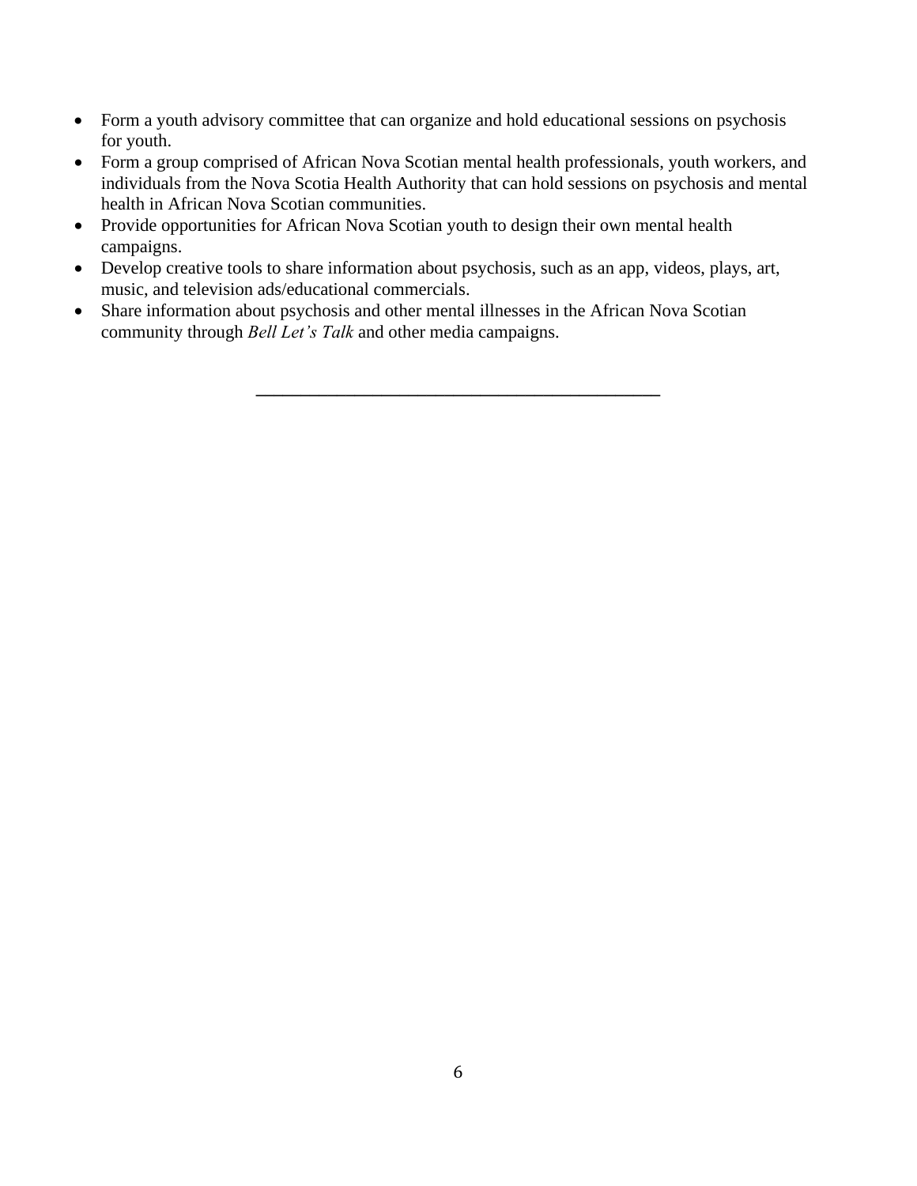- Form a youth advisory committee that can organize and hold educational sessions on psychosis for youth.
- Form a group comprised of African Nova Scotian mental health professionals, youth workers, and individuals from the Nova Scotia Health Authority that can hold sessions on psychosis and mental health in African Nova Scotian communities.
- Provide opportunities for African Nova Scotian youth to design their own mental health campaigns.
- Develop creative tools to share information about psychosis, such as an app, videos, plays, art, music, and television ads/educational commercials.
- Share information about psychosis and other mental illnesses in the African Nova Scotian community through *Bell Let's Talk* and other media campaigns.

---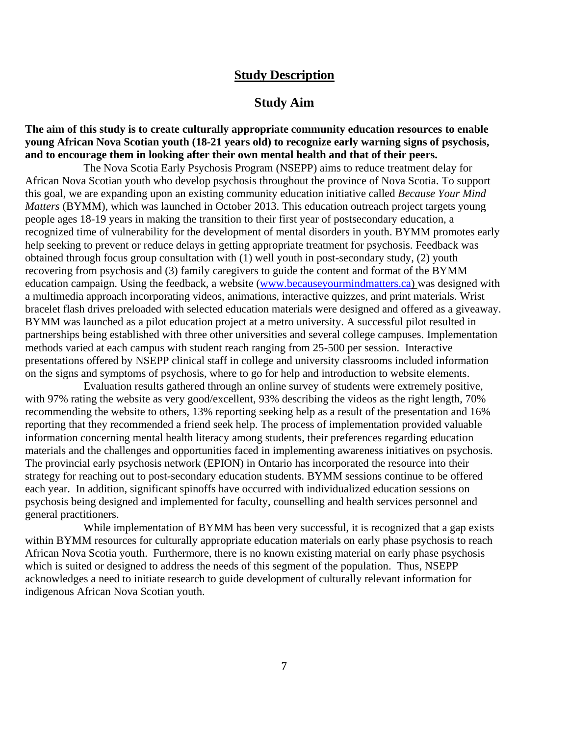# Study Description

## Study Aim

**The aim of this study is to create culturally appropriate community education resources to enable young African Nova Scotian youth (18-21 years old) to recognize early warning signs of psychosis, and to encourage them in looking after their own mental health and that of their peers.**

The Nova Scotia Early Psychosis Program (NSEPP) aims to reduce treatment delay for African Nova Scotian youth who develop psychosis throughout the province of Nova Scotia. To support this goal, we are expanding upon an existing community education initiative called *Because Your Mind Matters* (BYMM), which was launched in October 2013. This education outreach project targets young people ages 18-19 years in making the transition to their first year of postsecondary education, a recognized time of vulnerability for the development of mental disorders in youth. BYMM promotes early help seeking to prevent or reduce delays in getting appropriate treatment for psychosis. Feedback was obtained through focus group consultation with (1) well youth in post-secondary study, (2) youth recovering from psychosis and (3) family caregivers to guide the content and format of the BYMM education campaign. Using the feedback, a website (www.becauseyourmindmatters.ca) was designed with a multimedia approach incorporating videos, animations, interactive quizzes, and print materials. Wrist bracelet flash drives preloaded with selected education materials were designed and offered as a giveaway. BYMM was launched as a pilot education project at a metro university. A successful pilot resulted in partnerships being established with three other universities and several college campuses. Implementation methods varied at each campus with student reach ranging from 25-500 per session. Interactive presentations offered by NSEPP clinical staff in college and university classrooms included information on the signs and symptoms of psychosis, where to go for help and introduction to website elements.

Evaluation results gathered through an online survey of students were extremely positive, with 97% rating the website as very good/excellent, 93% describing the videos as the right length, 70% recommending the website to others, 13% reporting seeking help as a result of the presentation and 16% reporting that they recommended a friend seek help. The process of implementation provided valuable information concerning mental health literacy among students, their preferences regarding education materials and the challenges and opportunities faced in implementing awareness initiatives on psychosis. The provincial early psychosis network (EPION) in Ontario has incorporated the resource into their strategy for reaching out to post-secondary education students. BYMM sessions continue to be offered each year. In addition, significant spinoffs have occurred with individualized education sessions on psychosis being designed and implemented for faculty, counselling and health services personnel and general practitioners.

While implementation of BYMM has been very successful, it is recognized that a gap exists within BYMM resources for culturally appropriate education materials on early phase psychosis to reach African Nova Scotia youth. Furthermore, there is no known existing material on early phase psychosis which is suited or designed to address the needs of this segment of the population. Thus, NSEPP acknowledges a need to initiate research to guide development of culturally relevant information for indigenous African Nova Scotian youth.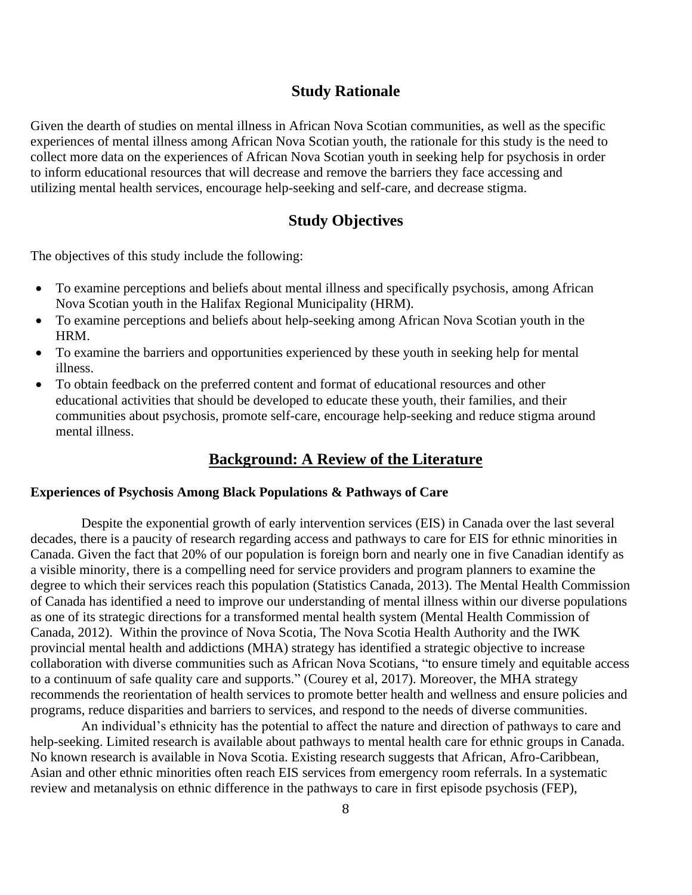## Study Rationale

Given the dearth of studies on mental illness in African Nova Scotian communities, as well as the specific experiences of mental illness among African Nova Scotian youth, the rationale for this study is the need to collect more data on the experiences of African Nova Scotian youth in seeking help for psychosis in order to inform educational resources that will decrease and remove the barriers they face accessing and utilizing mental health services, encourage help-seeking and self-care, and decrease stigma.

## Study Objectives

The objectives of this study include the following:

- To examine perceptions and beliefs about mental illness and specifically psychosis, among African Nova Scotian youth in the Halifax Regional Municipality (HRM).
- To examine perceptions and beliefs about help-seeking among African Nova Scotian youth in the HRM.
- To examine the barriers and opportunities experienced by these youth in seeking help for mental illness.
- To obtain feedback on the preferred content and format of educational resources and other educational activities that should be developed to educate these youth, their families, and their communities about psychosis, promote self-care, encourage help-seeking and reduce stigma around mental illness.

## Background: A Review of the Literature

### Experiences of Psychosis Among Black Populations & Pathways of Care

Despite the exponential growth of early intervention services (EIS) in Canada over the last several decades, there is a paucity of research regarding access and pathways to care for EIS for ethnic minorities in Canada. Given the fact that 20% of our population is foreign born and nearly one in five Canadian identify as a visible minority, there is a compelling need for service providers and program planners to examine the degree to which their services reach this population (Statistics Canada, 2013). The Mental Health Commission of Canada has identified a need to improve our understanding of mental illness within our diverse populations as one of its strategic directions for a transformed mental health system (Mental Health Commission of Canada, 2012). Within the province of Nova Scotia, The Nova Scotia Health Authority and the IWK provincial mental health and addictions (MHA) strategy has identified a strategic objective to increase collaboration with diverse communities such as African Nova Scotians, "to ensure timely and equitable access to a continuum of safe quality care and supports." (Courey et al, 2017). Moreover, the MHA strategy recommends the reorientation of health services to promote better health and wellness and ensure policies and programs, reduce disparities and barriers to services, and respond to the needs of diverse communities.

An individual's ethnicity has the potential to affect the nature and direction of pathways to care and help-seeking. Limited research is available about pathways to mental health care for ethnic groups in Canada. No known research is available in Nova Scotia. Existing research suggests that African, Afro-Caribbean, Asian and other ethnic minorities often reach EIS services from emergency room referrals. In a systematic review and metanalysis on ethnic difference in the pathways to care in first episode psychosis (FEP),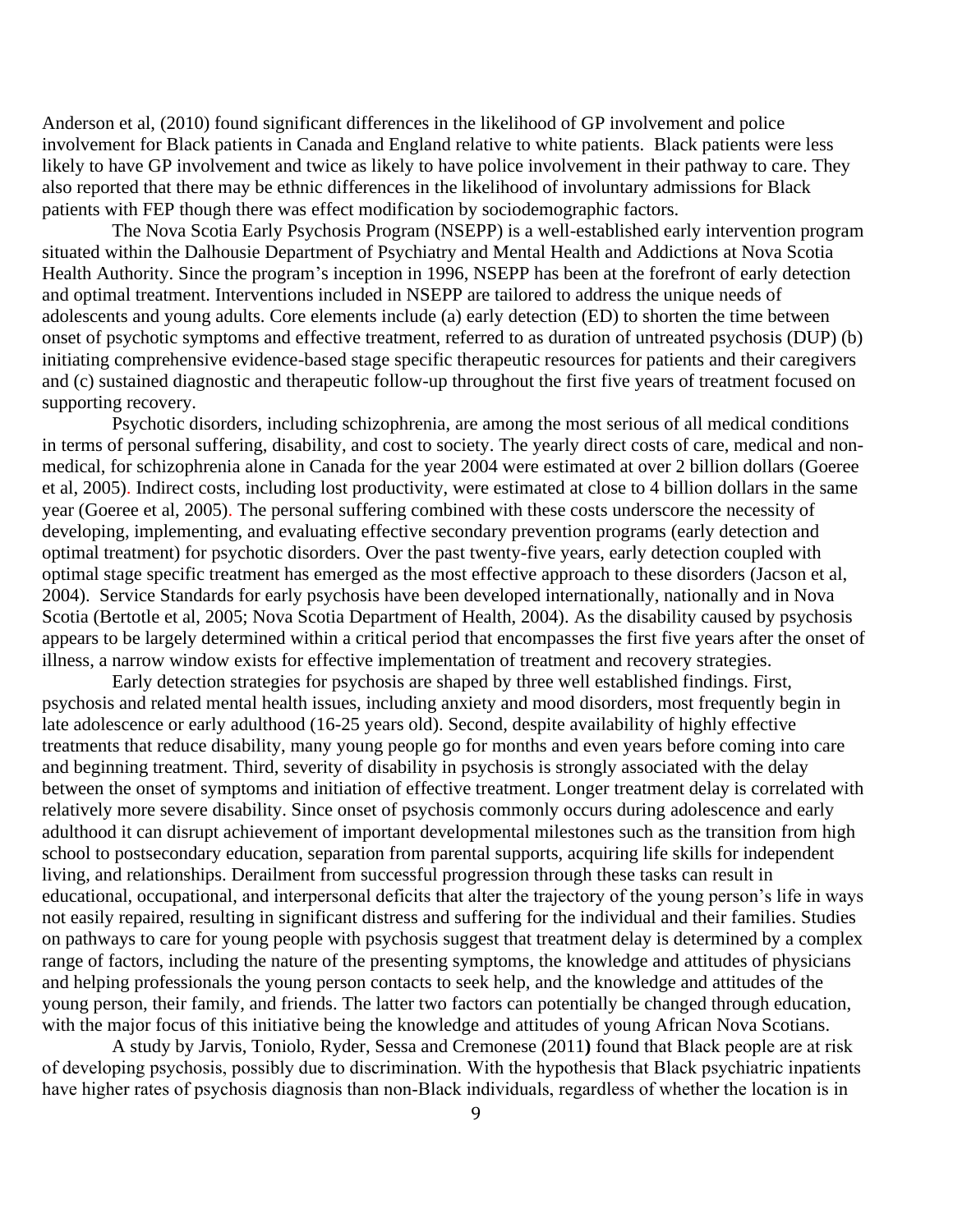Anderson et al, (2010) found significant differences in the likelihood of GP involvement and police involvement for Black patients in Canada and England relative to white patients. Black patients were less likely to have GP involvement and twice as likely to have police involvement in their pathway to care. They also reported that there may be ethnic differences in the likelihood of involuntary admissions for Black patients with FEP though there was effect modification by sociodemographic factors.

The Nova Scotia Early Psychosis Program (NSEPP) is a well-established early intervention program situated within the Dalhousie Department of Psychiatry and Mental Health and Addictions at Nova Scotia Health Authority. Since the program's inception in 1996, NSEPP has been at the forefront of early detection and optimal treatment. Interventions included in NSEPP are tailored to address the unique needs of adolescents and young adults. Core elements include (a) early detection (ED) to shorten the time between onset of psychotic symptoms and effective treatment, referred to as duration of untreated psychosis (DUP) (b) initiating comprehensive evidence-based stage specific therapeutic resources for patients and their caregivers and (c) sustained diagnostic and therapeutic follow-up throughout the first five years of treatment focused on supporting recovery.

Psychotic disorders, including schizophrenia, are among the most serious of all medical conditions in terms of personal suffering, disability, and cost to society. The yearly direct costs of care, medical and non-medical, for schizophrenia alone in Canada for the year 2004 were estimated at over 2 billion dollars (Goeree et al, 2005). Indirect costs, including lost productivity, were estimated at close to 4 billion dollars in the same year (Goeree et al, 2005). The personal suffering combined with these costs underscore the necessity of developing, implementing, and evaluating effective secondary prevention programs (early detection and optimal treatment) for psychotic disorders. Over the past twenty-five years, early detection coupled with optimal stage specific treatment has emerged as the most effective approach to these disorders (Jacson et al, 2004). Service Standards for early psychosis have been developed internationally, nationally and in Nova Scotia (Bertotle et al, 2005; Nova Scotia Department of Health, 2004). As the disability caused by psychosis appears to be largely determined within a critical period that encompasses the first five years after the onset of illness, a narrow window exists for effective implementation of treatment and recovery strategies.

Early detection strategies for psychosis are shaped by three well established findings. First, psychosis and related mental health issues, including anxiety and mood disorders, most frequently begin in late adolescence or early adulthood (16-25 years old). Second, despite availability of highly effective treatments that reduce disability, many young people go for months and even years before coming into care and beginning treatment. Third, severity of disability in psychosis is strongly associated with the delay between the onset of symptoms and initiation of effective treatment. Longer treatment delay is correlated with relatively more severe disability. Since onset of psychosis commonly occurs during adolescence and early adulthood it can disrupt achievement of important developmental milestones such as the transition from high school to postsecondary education, separation from parental supports, acquiring life skills for independent living, and relationships. Derailment from successful progression through these tasks can result in educational, occupational, and interpersonal deficits that alter the trajectory of the young person's life in ways not easily repaired, resulting in significant distress and suffering for the individual and their families. Studies on pathways to care for young people with psychosis suggest that treatment delay is determined by a complex range of factors, including the nature of the presenting symptoms, the knowledge and attitudes of physicians and helping professionals the young person contacts to seek help, and the knowledge and attitudes of the young person, their family, and friends. The latter two factors can potentially be changed through education, with the major focus of this initiative being the knowledge and attitudes of young African Nova Scotians.

A study by Jarvis, Toniolo, Ryder, Sessa and Cremonese (2011**)** found that Black people are at risk of developing psychosis, possibly due to discrimination. With the hypothesis that Black psychiatric inpatients have higher rates of psychosis diagnosis than non-Black individuals, regardless of whether the location is in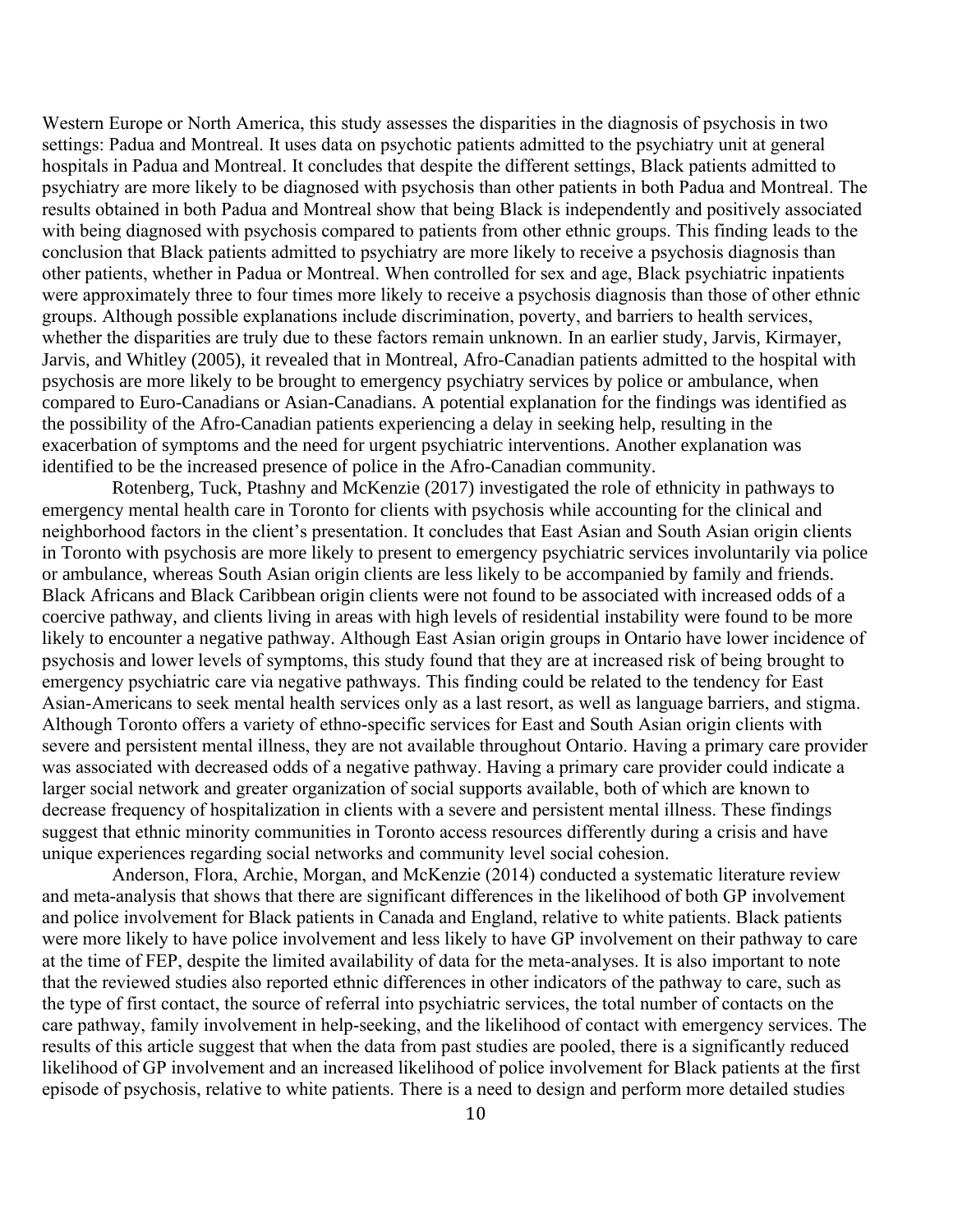Western Europe or North America, this study assesses the disparities in the diagnosis of psychosis in two settings: Padua and Montreal. It uses data on psychotic patients admitted to the psychiatry unit at general hospitals in Padua and Montreal. It concludes that despite the different settings, Black patients admitted to psychiatry are more likely to be diagnosed with psychosis than other patients in both Padua and Montreal. The results obtained in both Padua and Montreal show that being Black is independently and positively associated with being diagnosed with psychosis compared to patients from other ethnic groups. This finding leads to the conclusion that Black patients admitted to psychiatry are more likely to receive a psychosis diagnosis than other patients, whether in Padua or Montreal. When controlled for sex and age, Black psychiatric inpatients were approximately three to four times more likely to receive a psychosis diagnosis than those of other ethnic groups. Although possible explanations include discrimination, poverty, and barriers to health services, whether the disparities are truly due to these factors remain unknown. In an earlier study, Jarvis, Kirmayer, Jarvis, and Whitley (2005), it revealed that in Montreal, Afro-Canadian patients admitted to the hospital with psychosis are more likely to be brought to emergency psychiatry services by police or ambulance, when compared to Euro-Canadians or Asian-Canadians. A potential explanation for the findings was identified as the possibility of the Afro-Canadian patients experiencing a delay in seeking help, resulting in the exacerbation of symptoms and the need for urgent psychiatric interventions. Another explanation was identified to be the increased presence of police in the Afro-Canadian community.

Rotenberg, Tuck, Ptashny and McKenzie (2017) investigated the role of ethnicity in pathways to emergency mental health care in Toronto for clients with psychosis while accounting for the clinical and neighborhood factors in the client's presentation. It concludes that East Asian and South Asian origin clients in Toronto with psychosis are more likely to present to emergency psychiatric services involuntarily via police or ambulance, whereas South Asian origin clients are less likely to be accompanied by family and friends. Black Africans and Black Caribbean origin clients were not found to be associated with increased odds of a coercive pathway, and clients living in areas with high levels of residential instability were found to be more likely to encounter a negative pathway. Although East Asian origin groups in Ontario have lower incidence of psychosis and lower levels of symptoms, this study found that they are at increased risk of being brought to emergency psychiatric care via negative pathways. This finding could be related to the tendency for East Asian-Americans to seek mental health services only as a last resort, as well as language barriers, and stigma. Although Toronto offers a variety of ethno-specific services for East and South Asian origin clients with severe and persistent mental illness, they are not available throughout Ontario. Having a primary care provider was associated with decreased odds of a negative pathway. Having a primary care provider could indicate a larger social network and greater organization of social supports available, both of which are known to decrease frequency of hospitalization in clients with a severe and persistent mental illness. These findings suggest that ethnic minority communities in Toronto access resources differently during a crisis and have unique experiences regarding social networks and community level social cohesion.

Anderson, Flora, Archie, Morgan, and McKenzie (2014) conducted a systematic literature review and meta-analysis that shows that there are significant differences in the likelihood of both GP involvement and police involvement for Black patients in Canada and England, relative to white patients. Black patients were more likely to have police involvement and less likely to have GP involvement on their pathway to care at the time of FEP, despite the limited availability of data for the meta-analyses. It is also important to note that the reviewed studies also reported ethnic differences in other indicators of the pathway to care, such as the type of first contact, the source of referral into psychiatric services, the total number of contacts on the care pathway, family involvement in help-seeking, and the likelihood of contact with emergency services. The results of this article suggest that when the data from past studies are pooled, there is a significantly reduced likelihood of GP involvement and an increased likelihood of police involvement for Black patients at the first episode of psychosis, relative to white patients. There is a need to design and perform more detailed studies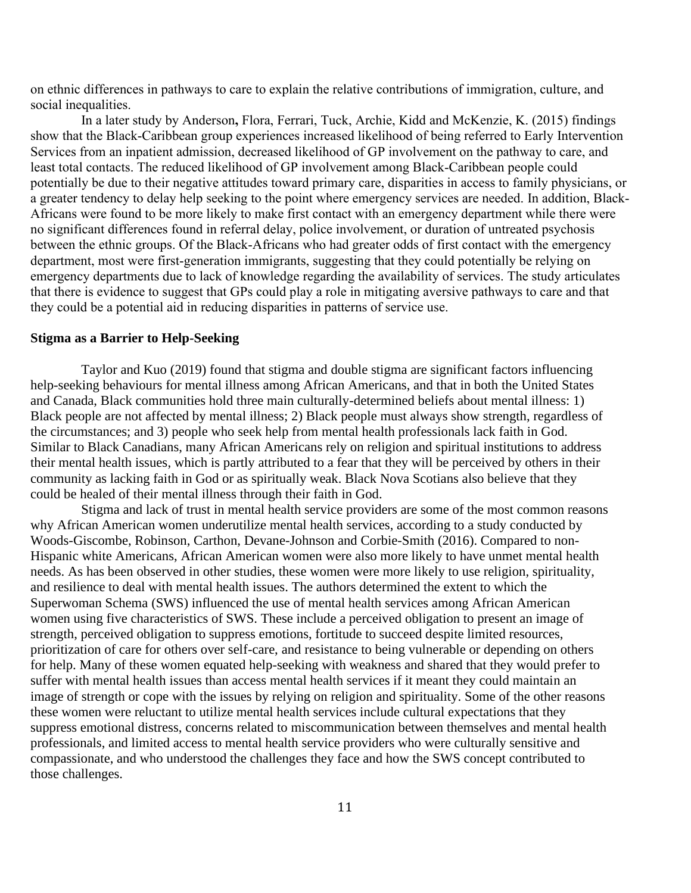on ethnic differences in pathways to care to explain the relative contributions of immigration, culture, and social inequalities.

In a later study by Anderson**,** Flora, Ferrari, Tuck, Archie, Kidd and McKenzie, K. (2015) findings show that the Black-Caribbean group experiences increased likelihood of being referred to Early Intervention Services from an inpatient admission, decreased likelihood of GP involvement on the pathway to care, and least total contacts. The reduced likelihood of GP involvement among Black-Caribbean people could potentially be due to their negative attitudes toward primary care, disparities in access to family physicians, or a greater tendency to delay help seeking to the point where emergency services are needed. In addition, Black-Africans were found to be more likely to make first contact with an emergency department while there were no significant differences found in referral delay, police involvement, or duration of untreated psychosis between the ethnic groups. Of the Black-Africans who had greater odds of first contact with the emergency department, most were first-generation immigrants, suggesting that they could potentially be relying on emergency departments due to lack of knowledge regarding the availability of services. The study articulates that there is evidence to suggest that GPs could play a role in mitigating aversive pathways to care and that they could be a potential aid in reducing disparities in patterns of service use.

**Stigma as a Barrier to Help-Seeking**

Taylor and Kuo (2019) found that stigma and double stigma are significant factors influencing help-seeking behaviours for mental illness among African Americans, and that in both the United States and Canada, Black communities hold three main culturally-determined beliefs about mental illness: 1) Black people are not affected by mental illness; 2) Black people must always show strength, regardless of the circumstances; and 3) people who seek help from mental health professionals lack faith in God. Similar to Black Canadians, many African Americans rely on religion and spiritual institutions to address their mental health issues, which is partly attributed to a fear that they will be perceived by others in their community as lacking faith in God or as spiritually weak. Black Nova Scotians also believe that they could be healed of their mental illness through their faith in God.

Stigma and lack of trust in mental health service providers are some of the most common reasons why African American women underutilize mental health services, according to a study conducted by Woods-Giscombe, Robinson, Carthon, Devane-Johnson and Corbie-Smith (2016). Compared to non-Hispanic white Americans, African American women were also more likely to have unmet mental health needs. As has been observed in other studies, these women were more likely to use religion, spirituality, and resilience to deal with mental health issues. The authors determined the extent to which the Superwoman Schema (SWS) influenced the use of mental health services among African American women using five characteristics of SWS. These include a perceived obligation to present an image of strength, perceived obligation to suppress emotions, fortitude to succeed despite limited resources, prioritization of care for others over self-care, and resistance to being vulnerable or depending on others for help. Many of these women equated help-seeking with weakness and shared that they would prefer to suffer with mental health issues than access mental health services if it meant they could maintain an image of strength or cope with the issues by relying on religion and spirituality. Some of the other reasons these women were reluctant to utilize mental health services include cultural expectations that they suppress emotional distress, concerns related to miscommunication between themselves and mental health professionals, and limited access to mental health service providers who were culturally sensitive and compassionate, and who understood the challenges they face and how the SWS concept contributed to those challenges.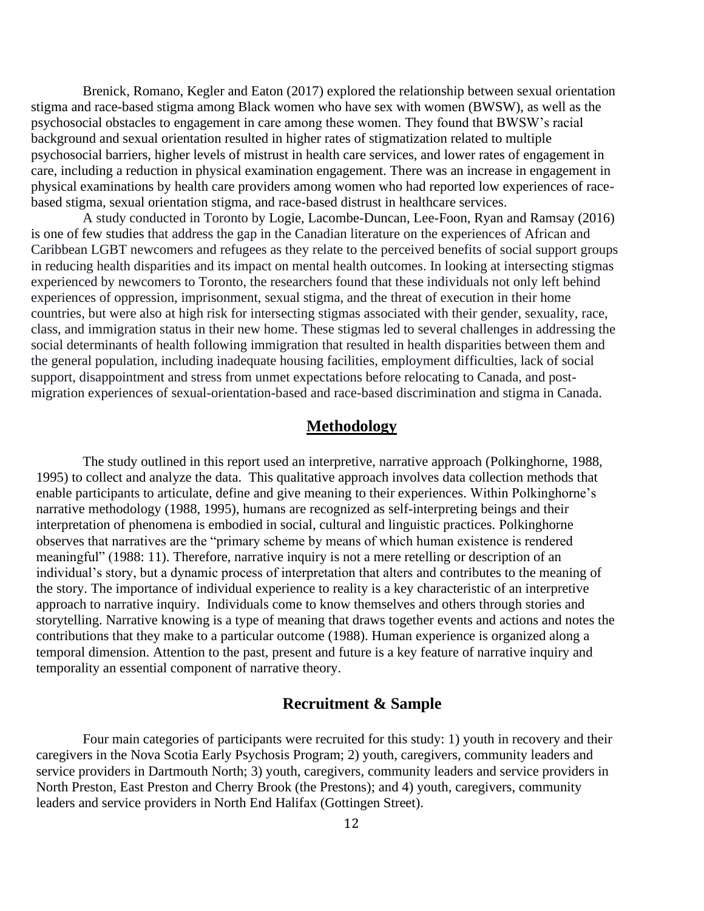Brenick, Romano, Kegler and Eaton (2017) explored the relationship between sexual orientation stigma and race-based stigma among Black women who have sex with women (BWSW), as well as the psychosocial obstacles to engagement in care among these women. They found that BWSW's racial background and sexual orientation resulted in higher rates of stigmatization related to multiple psychosocial barriers, higher levels of mistrust in health care services, and lower rates of engagement in care, including a reduction in physical examination engagement. There was an increase in engagement in physical examinations by health care providers among women who had reported low experiences of race-based stigma, sexual orientation stigma, and race-based distrust in healthcare services.

A study conducted in Toronto by Logie, Lacombe-Duncan, Lee-Foon, Ryan and Ramsay (2016) is one of few studies that address the gap in the Canadian literature on the experiences of African and Caribbean LGBT newcomers and refugees as they relate to the perceived benefits of social support groups in reducing health disparities and its impact on mental health outcomes. In looking at intersecting stigmas experienced by newcomers to Toronto, the researchers found that these individuals not only left behind experiences of oppression, imprisonment, sexual stigma, and the threat of execution in their home countries, but were also at high risk for intersecting stigmas associated with their gender, sexuality, race, class, and immigration status in their new home. These stigmas led to several challenges in addressing the social determinants of health following immigration that resulted in health disparities between them and the general population, including inadequate housing facilities, employment difficulties, lack of social support, disappointment and stress from unmet expectations before relocating to Canada, and post-migration experiences of sexual-orientation-based and race-based discrimination and stigma in Canada.

## Methodology

The study outlined in this report used an interpretive, narrative approach (Polkinghorne, 1988, 1995) to collect and analyze the data. This qualitative approach involves data collection methods that enable participants to articulate, define and give meaning to their experiences. Within Polkinghorne's narrative methodology (1988, 1995), humans are recognized as self-interpreting beings and their interpretation of phenomena is embodied in social, cultural and linguistic practices. Polkinghorne observes that narratives are the "primary scheme by means of which human existence is rendered meaningful" (1988: 11). Therefore, narrative inquiry is not a mere retelling or description of an individual's story, but a dynamic process of interpretation that alters and contributes to the meaning of the story. The importance of individual experience to reality is a key characteristic of an interpretive approach to narrative inquiry. Individuals come to know themselves and others through stories and storytelling. Narrative knowing is a type of meaning that draws together events and actions and notes the contributions that they make to a particular outcome (1988). Human experience is organized along a temporal dimension. Attention to the past, present and future is a key feature of narrative inquiry and temporality an essential component of narrative theory.

## Recruitment & Sample

Four main categories of participants were recruited for this study: 1) youth in recovery and their caregivers in the Nova Scotia Early Psychosis Program; 2) youth, caregivers, community leaders and service providers in Dartmouth North; 3) youth, caregivers, community leaders and service providers in North Preston, East Preston and Cherry Brook (the Prestons); and 4) youth, caregivers, community leaders and service providers in North End Halifax (Gottingen Street).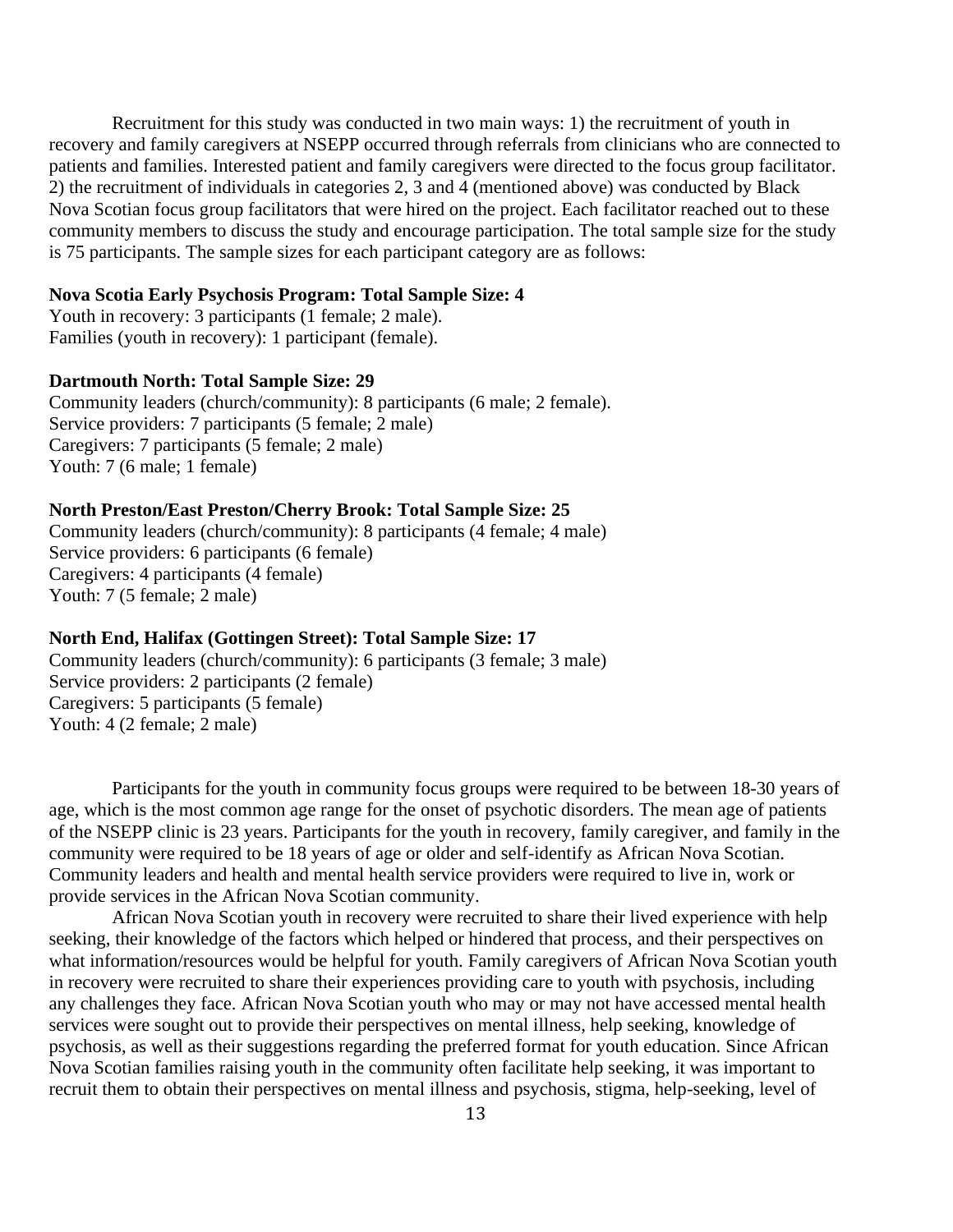Recruitment for this study was conducted in two main ways: 1) the recruitment of youth in recovery and family caregivers at NSEPP occurred through referrals from clinicians who are connected to patients and families. Interested patient and family caregivers were directed to the focus group facilitator. 2) the recruitment of individuals in categories 2, 3 and 4 (mentioned above) was conducted by Black Nova Scotian focus group facilitators that were hired on the project. Each facilitator reached out to these community members to discuss the study and encourage participation. The total sample size for the study is 75 participants. The sample sizes for each participant category are as follows:

**Nova Scotia Early Psychosis Program: Total Sample Size: 4**
Youth in recovery: 3 participants (1 female; 2 male).
Families (youth in recovery): 1 participant (female).

**Dartmouth North: Total Sample Size: 29**
Community leaders (church/community): 8 participants (6 male; 2 female).
Service providers: 7 participants (5 female; 2 male)
Caregivers: 7 participants (5 female; 2 male)
Youth: 7 (6 male; 1 female)

**North Preston/East Preston/Cherry Brook: Total Sample Size: 25**
Community leaders (church/community): 8 participants (4 female; 4 male)
Service providers: 6 participants (6 female)
Caregivers: 4 participants (4 female)
Youth: 7 (5 female; 2 male)

**North End, Halifax (Gottingen Street): Total Sample Size: 17**
Community leaders (church/community): 6 participants (3 female; 3 male)
Service providers: 2 participants (2 female)
Caregivers: 5 participants (5 female)
Youth: 4 (2 female; 2 male)

Participants for the youth in community focus groups were required to be between 18-30 years of age, which is the most common age range for the onset of psychotic disorders. The mean age of patients of the NSEPP clinic is 23 years. Participants for the youth in recovery, family caregiver, and family in the community were required to be 18 years of age or older and self-identify as African Nova Scotian. Community leaders and health and mental health service providers were required to live in, work or provide services in the African Nova Scotian community.

African Nova Scotian youth in recovery were recruited to share their lived experience with help seeking, their knowledge of the factors which helped or hindered that process, and their perspectives on what information/resources would be helpful for youth. Family caregivers of African Nova Scotian youth in recovery were recruited to share their experiences providing care to youth with psychosis, including any challenges they face. African Nova Scotian youth who may or may not have accessed mental health services were sought out to provide their perspectives on mental illness, help seeking, knowledge of psychosis, as well as their suggestions regarding the preferred format for youth education. Since African Nova Scotian families raising youth in the community often facilitate help seeking, it was important to recruit them to obtain their perspectives on mental illness and psychosis, stigma, help-seeking, level of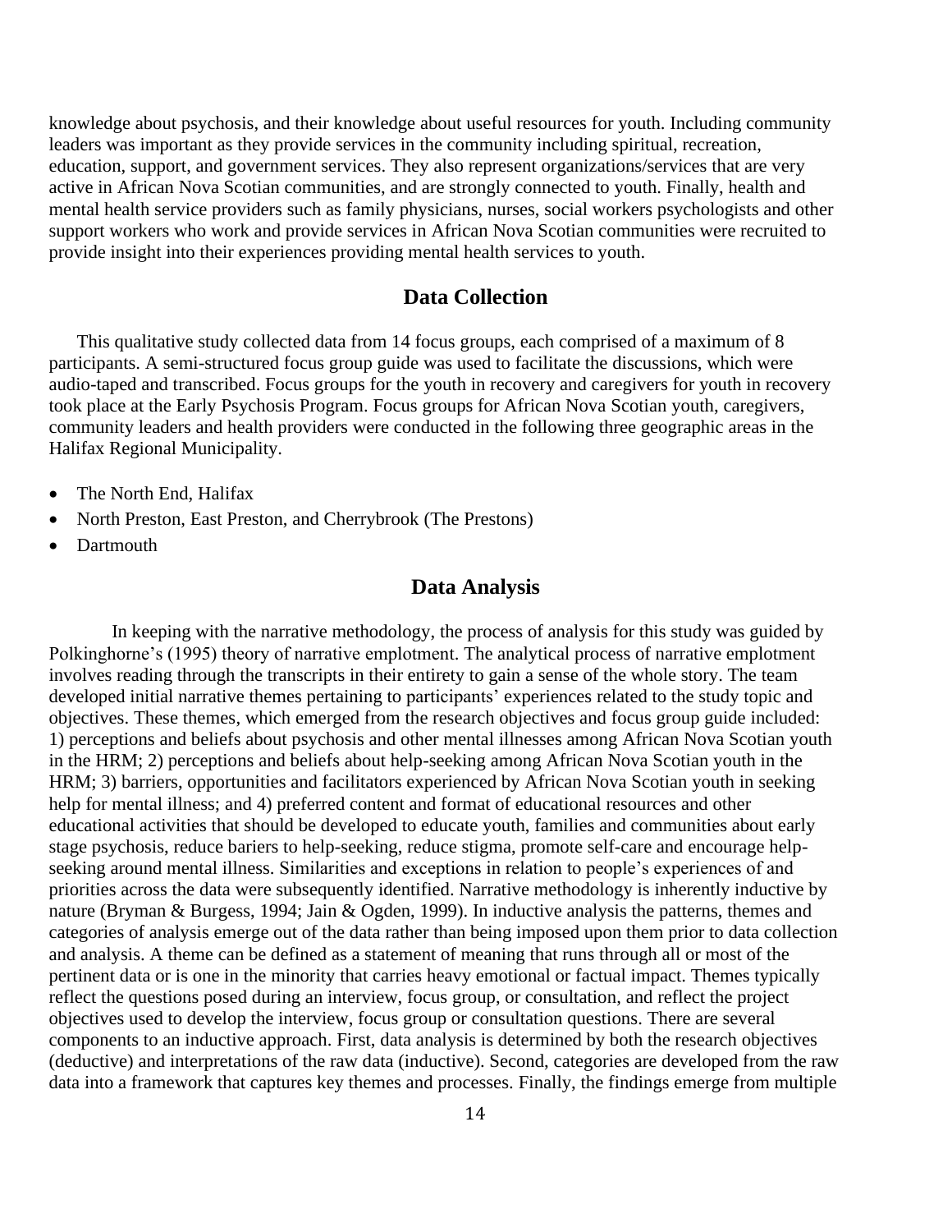knowledge about psychosis, and their knowledge about useful resources for youth. Including community leaders was important as they provide services in the community including spiritual, recreation, education, support, and government services. They also represent organizations/services that are very active in African Nova Scotian communities, and are strongly connected to youth. Finally, health and mental health service providers such as family physicians, nurses, social workers psychologists and other support workers who work and provide services in African Nova Scotian communities were recruited to provide insight into their experiences providing mental health services to youth.

## Data Collection

This qualitative study collected data from 14 focus groups, each comprised of a maximum of 8 participants. A semi-structured focus group guide was used to facilitate the discussions, which were audio-taped and transcribed. Focus groups for the youth in recovery and caregivers for youth in recovery took place at the Early Psychosis Program. Focus groups for African Nova Scotian youth, caregivers, community leaders and health providers were conducted in the following three geographic areas in the Halifax Regional Municipality.

- The North End, Halifax
- North Preston, East Preston, and Cherrybrook (The Prestons)
- Dartmouth

## Data Analysis

In keeping with the narrative methodology, the process of analysis for this study was guided by Polkinghorne's (1995) theory of narrative emplotment. The analytical process of narrative emplotment involves reading through the transcripts in their entirety to gain a sense of the whole story. The team developed initial narrative themes pertaining to participants' experiences related to the study topic and objectives. These themes, which emerged from the research objectives and focus group guide included: 1) perceptions and beliefs about psychosis and other mental illnesses among African Nova Scotian youth in the HRM; 2) perceptions and beliefs about help-seeking among African Nova Scotian youth in the HRM; 3) barriers, opportunities and facilitators experienced by African Nova Scotian youth in seeking help for mental illness; and 4) preferred content and format of educational resources and other educational activities that should be developed to educate youth, families and communities about early stage psychosis, reduce bariers to help-seeking, reduce stigma, promote self-care and encourage help-seeking around mental illness. Similarities and exceptions in relation to people's experiences of and priorities across the data were subsequently identified. Narrative methodology is inherently inductive by nature (Bryman & Burgess, 1994; Jain & Ogden, 1999). In inductive analysis the patterns, themes and categories of analysis emerge out of the data rather than being imposed upon them prior to data collection and analysis. A theme can be defined as a statement of meaning that runs through all or most of the pertinent data or is one in the minority that carries heavy emotional or factual impact. Themes typically reflect the questions posed during an interview, focus group, or consultation, and reflect the project objectives used to develop the interview, focus group or consultation questions. There are several components to an inductive approach. First, data analysis is determined by both the research objectives (deductive) and interpretations of the raw data (inductive). Second, categories are developed from the raw data into a framework that captures key themes and processes. Finally, the findings emerge from multiple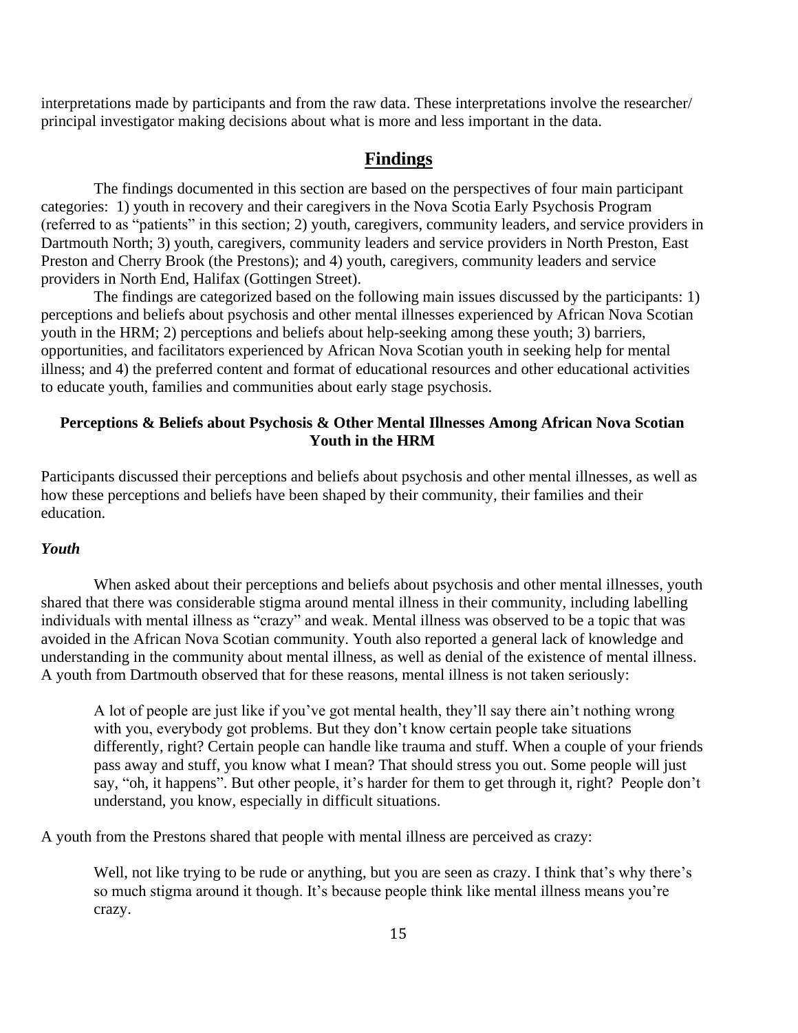interpretations made by participants and from the raw data. These interpretations involve the researcher/ principal investigator making decisions about what is more and less important in the data.

## Findings

The findings documented in this section are based on the perspectives of four main participant categories: 1) youth in recovery and their caregivers in the Nova Scotia Early Psychosis Program (referred to as "patients" in this section; 2) youth, caregivers, community leaders, and service providers in Dartmouth North; 3) youth, caregivers, community leaders and service providers in North Preston, East Preston and Cherry Brook (the Prestons); and 4) youth, caregivers, community leaders and service providers in North End, Halifax (Gottingen Street).

The findings are categorized based on the following main issues discussed by the participants: 1) perceptions and beliefs about psychosis and other mental illnesses experienced by African Nova Scotian youth in the HRM; 2) perceptions and beliefs about help-seeking among these youth; 3) barriers, opportunities, and facilitators experienced by African Nova Scotian youth in seeking help for mental illness; and 4) the preferred content and format of educational resources and other educational activities to educate youth, families and communities about early stage psychosis.

### Perceptions & Beliefs about Psychosis & Other Mental Illnesses Among African Nova Scotian Youth in the HRM

Participants discussed their perceptions and beliefs about psychosis and other mental illnesses, as well as how these perceptions and beliefs have been shaped by their community, their families and their education.

#### *Youth*

When asked about their perceptions and beliefs about psychosis and other mental illnesses, youth shared that there was considerable stigma around mental illness in their community, including labelling individuals with mental illness as "crazy" and weak. Mental illness was observed to be a topic that was avoided in the African Nova Scotian community. Youth also reported a general lack of knowledge and understanding in the community about mental illness, as well as denial of the existence of mental illness. A youth from Dartmouth observed that for these reasons, mental illness is not taken seriously:

> A lot of people are just like if you've got mental health, they'll say there ain't nothing wrong with you, everybody got problems. But they don't know certain people take situations differently, right? Certain people can handle like trauma and stuff. When a couple of your friends pass away and stuff, you know what I mean? That should stress you out. Some people will just say, "oh, it happens". But other people, it's harder for them to get through it, right? People don't understand, you know, especially in difficult situations.

A youth from the Prestons shared that people with mental illness are perceived as crazy:

> Well, not like trying to be rude or anything, but you are seen as crazy. I think that's why there's so much stigma around it though. It's because people think like mental illness means you're crazy.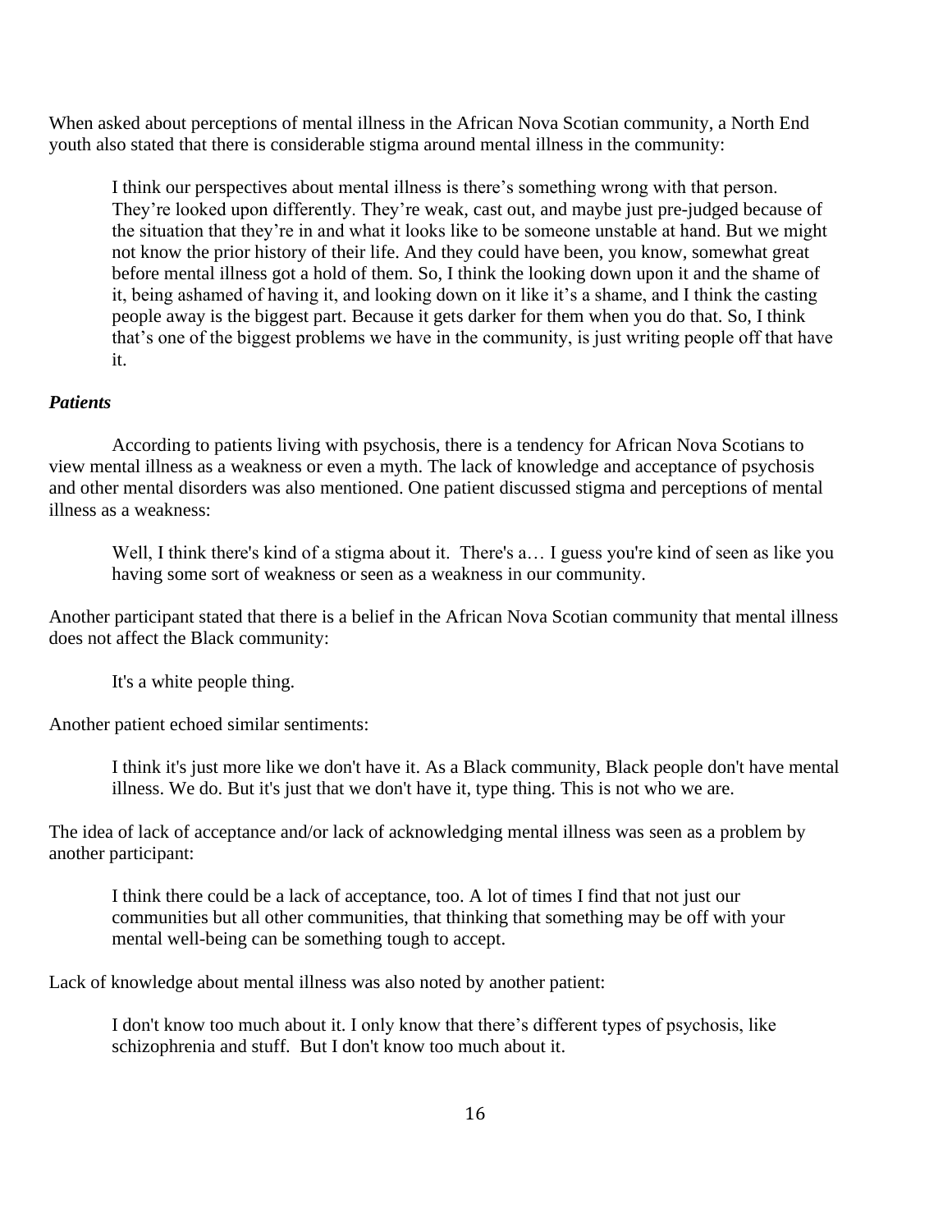When asked about perceptions of mental illness in the African Nova Scotian community, a North End youth also stated that there is considerable stigma around mental illness in the community:

> I think our perspectives about mental illness is there's something wrong with that person. They're looked upon differently. They're weak, cast out, and maybe just pre-judged because of the situation that they're in and what it looks like to be someone unstable at hand. But we might not know the prior history of their life. And they could have been, you know, somewhat great before mental illness got a hold of them. So, I think the looking down upon it and the shame of it, being ashamed of having it, and looking down on it like it's a shame, and I think the casting people away is the biggest part. Because it gets darker for them when you do that. So, I think that's one of the biggest problems we have in the community, is just writing people off that have it.

### *Patients*

According to patients living with psychosis, there is a tendency for African Nova Scotians to view mental illness as a weakness or even a myth. The lack of knowledge and acceptance of psychosis and other mental disorders was also mentioned. One patient discussed stigma and perceptions of mental illness as a weakness:

> Well, I think there's kind of a stigma about it. There's a… I guess you're kind of seen as like you having some sort of weakness or seen as a weakness in our community.

Another participant stated that there is a belief in the African Nova Scotian community that mental illness does not affect the Black community:

> It's a white people thing.

Another patient echoed similar sentiments:

> I think it's just more like we don't have it. As a Black community, Black people don't have mental illness. We do. But it's just that we don't have it, type thing. This is not who we are.

The idea of lack of acceptance and/or lack of acknowledging mental illness was seen as a problem by another participant:

> I think there could be a lack of acceptance, too. A lot of times I find that not just our communities but all other communities, that thinking that something may be off with your mental well-being can be something tough to accept.

Lack of knowledge about mental illness was also noted by another patient:

> I don't know too much about it. I only know that there's different types of psychosis, like schizophrenia and stuff. But I don't know too much about it.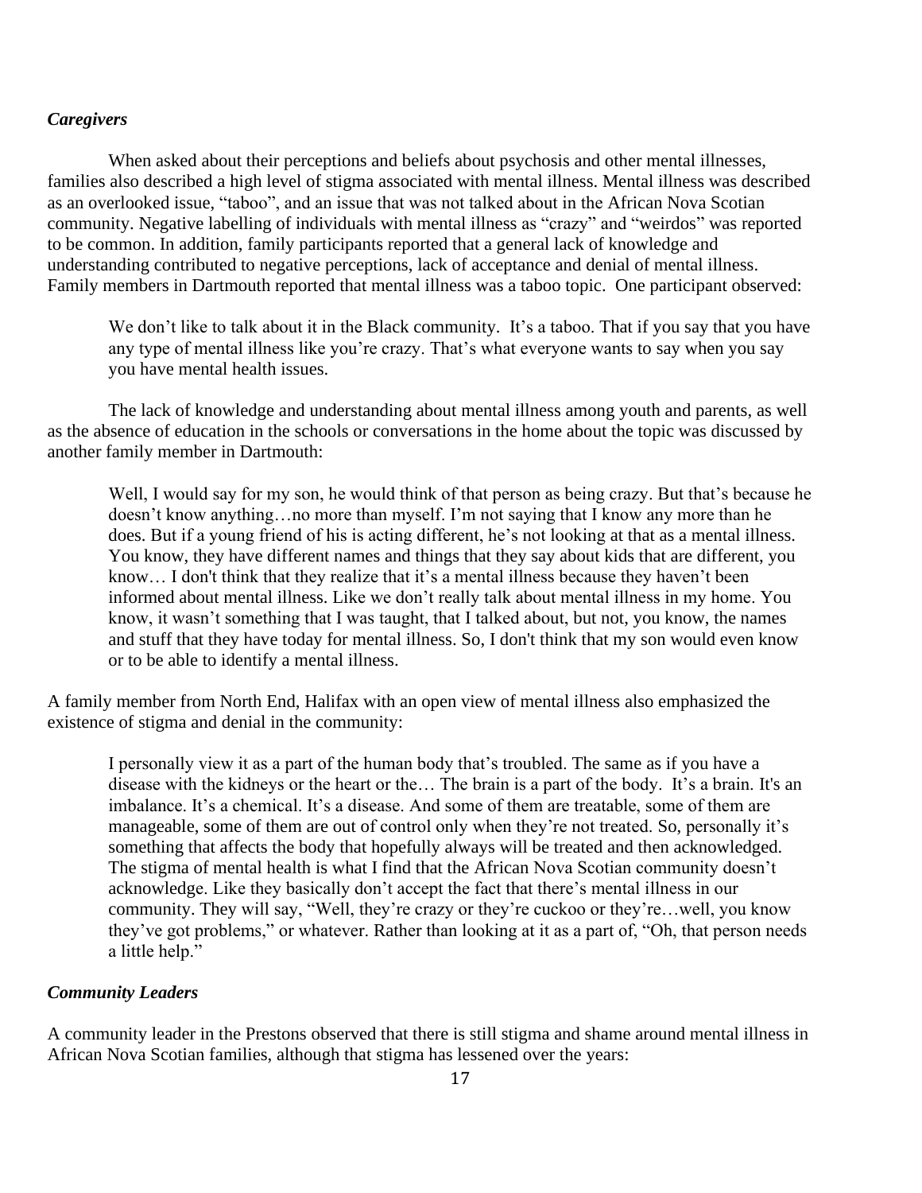### *Caregivers*

When asked about their perceptions and beliefs about psychosis and other mental illnesses, families also described a high level of stigma associated with mental illness. Mental illness was described as an overlooked issue, "taboo", and an issue that was not talked about in the African Nova Scotian community. Negative labelling of individuals with mental illness as "crazy" and "weirdos" was reported to be common. In addition, family participants reported that a general lack of knowledge and understanding contributed to negative perceptions, lack of acceptance and denial of mental illness. Family members in Dartmouth reported that mental illness was a taboo topic. One participant observed:

> We don't like to talk about it in the Black community. It's a taboo. That if you say that you have any type of mental illness like you're crazy. That's what everyone wants to say when you say you have mental health issues.

The lack of knowledge and understanding about mental illness among youth and parents, as well as the absence of education in the schools or conversations in the home about the topic was discussed by another family member in Dartmouth:

> Well, I would say for my son, he would think of that person as being crazy. But that's because he doesn't know anything…no more than myself. I'm not saying that I know any more than he does. But if a young friend of his is acting different, he's not looking at that as a mental illness. You know, they have different names and things that they say about kids that are different, you know… I don't think that they realize that it's a mental illness because they haven't been informed about mental illness. Like we don't really talk about mental illness in my home. You know, it wasn't something that I was taught, that I talked about, but not, you know, the names and stuff that they have today for mental illness. So, I don't think that my son would even know or to be able to identify a mental illness.

A family member from North End, Halifax with an open view of mental illness also emphasized the existence of stigma and denial in the community:

> I personally view it as a part of the human body that's troubled. The same as if you have a disease with the kidneys or the heart or the… The brain is a part of the body. It's a brain. It's an imbalance. It's a chemical. It's a disease. And some of them are treatable, some of them are manageable, some of them are out of control only when they're not treated. So, personally it's something that affects the body that hopefully always will be treated and then acknowledged. The stigma of mental health is what I find that the African Nova Scotian community doesn't acknowledge. Like they basically don't accept the fact that there's mental illness in our community. They will say, "Well, they're crazy or they're cuckoo or they're…well, you know they've got problems," or whatever. Rather than looking at it as a part of, "Oh, that person needs a little help."

### *Community Leaders*

A community leader in the Prestons observed that there is still stigma and shame around mental illness in African Nova Scotian families, although that stigma has lessened over the years: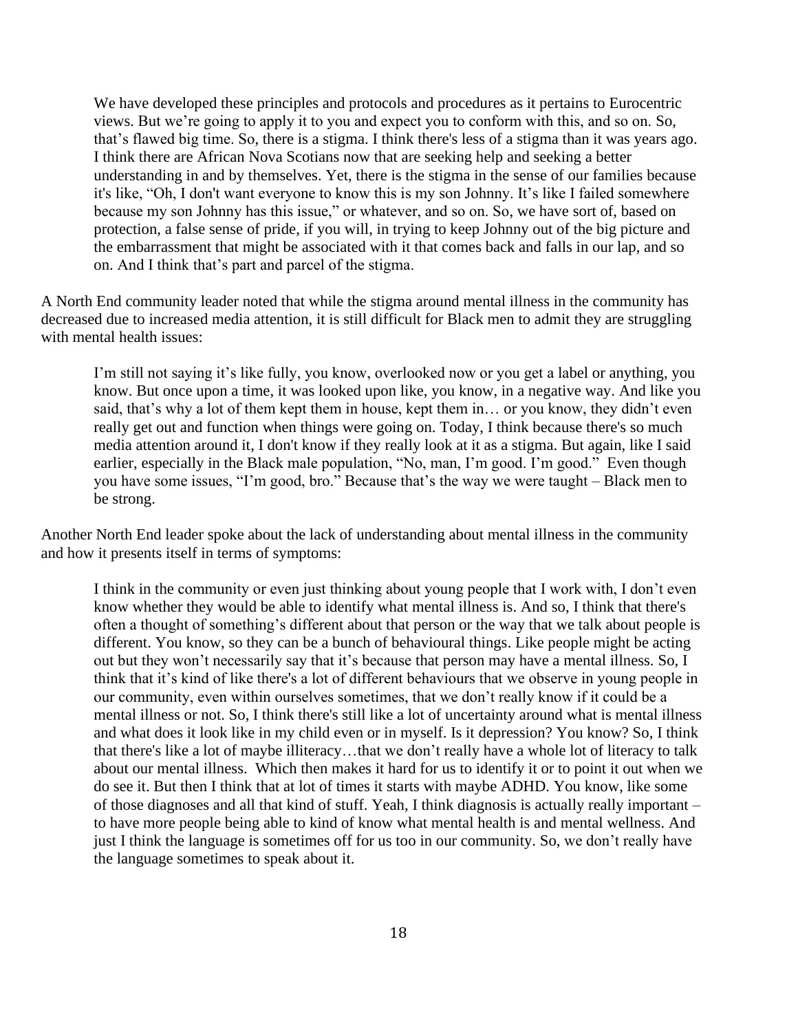> We have developed these principles and protocols and procedures as it pertains to Eurocentric views. But we're going to apply it to you and expect you to conform with this, and so on. So, that's flawed big time. So, there is a stigma. I think there's less of a stigma than it was years ago. I think there are African Nova Scotians now that are seeking help and seeking a better understanding in and by themselves. Yet, there is the stigma in the sense of our families because it's like, "Oh, I don't want everyone to know this is my son Johnny. It's like I failed somewhere because my son Johnny has this issue," or whatever, and so on. So, we have sort of, based on protection, a false sense of pride, if you will, in trying to keep Johnny out of the big picture and the embarrassment that might be associated with it that comes back and falls in our lap, and so on. And I think that's part and parcel of the stigma.

A North End community leader noted that while the stigma around mental illness in the community has decreased due to increased media attention, it is still difficult for Black men to admit they are struggling with mental health issues:

> I'm still not saying it's like fully, you know, overlooked now or you get a label or anything, you know. But once upon a time, it was looked upon like, you know, in a negative way. And like you said, that's why a lot of them kept them in house, kept them in… or you know, they didn't even really get out and function when things were going on. Today, I think because there's so much media attention around it, I don't know if they really look at it as a stigma. But again, like I said earlier, especially in the Black male population, "No, man, I'm good. I'm good." Even though you have some issues, "I'm good, bro." Because that's the way we were taught – Black men to be strong.

Another North End leader spoke about the lack of understanding about mental illness in the community and how it presents itself in terms of symptoms:

> I think in the community or even just thinking about young people that I work with, I don't even know whether they would be able to identify what mental illness is. And so, I think that there's often a thought of something's different about that person or the way that we talk about people is different. You know, so they can be a bunch of behavioural things. Like people might be acting out but they won't necessarily say that it's because that person may have a mental illness. So, I think that it's kind of like there's a lot of different behaviours that we observe in young people in our community, even within ourselves sometimes, that we don't really know if it could be a mental illness or not. So, I think there's still like a lot of uncertainty around what is mental illness and what does it look like in my child even or in myself. Is it depression? You know? So, I think that there's like a lot of maybe illiteracy…that we don't really have a whole lot of literacy to talk about our mental illness. Which then makes it hard for us to identify it or to point it out when we do see it. But then I think that at lot of times it starts with maybe ADHD. You know, like some of those diagnoses and all that kind of stuff. Yeah, I think diagnosis is actually really important – to have more people being able to kind of know what mental health is and mental wellness. And just I think the language is sometimes off for us too in our community. So, we don't really have the language sometimes to speak about it.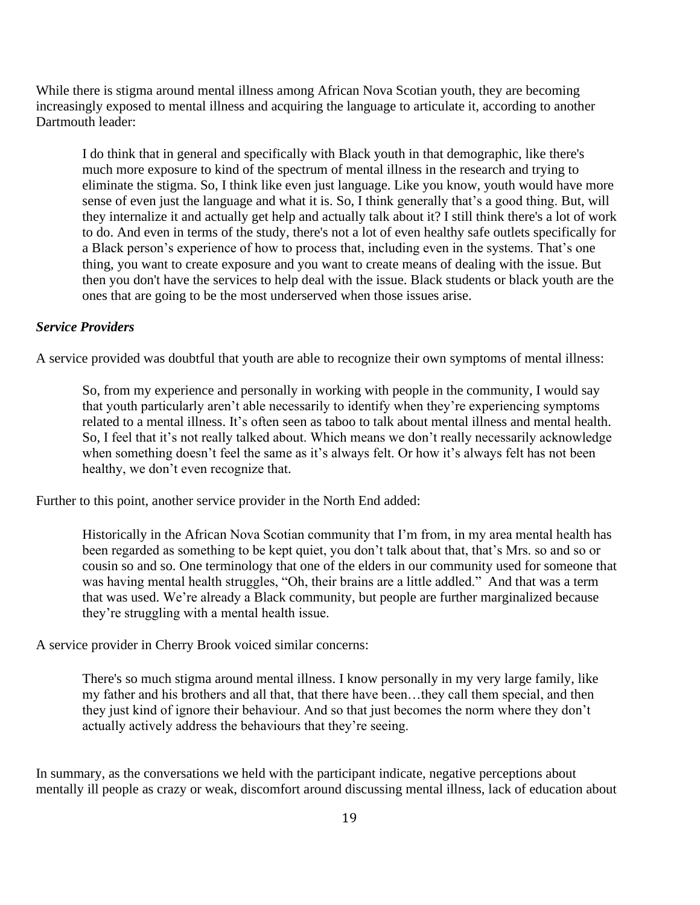While there is stigma around mental illness among African Nova Scotian youth, they are becoming increasingly exposed to mental illness and acquiring the language to articulate it, according to another Dartmouth leader:

> I do think that in general and specifically with Black youth in that demographic, like there's much more exposure to kind of the spectrum of mental illness in the research and trying to eliminate the stigma. So, I think like even just language. Like you know, youth would have more sense of even just the language and what it is. So, I think generally that's a good thing. But, will they internalize it and actually get help and actually talk about it? I still think there's a lot of work to do. And even in terms of the study, there's not a lot of even healthy safe outlets specifically for a Black person's experience of how to process that, including even in the systems. That's one thing, you want to create exposure and you want to create means of dealing with the issue. But then you don't have the services to help deal with the issue. Black students or black youth are the ones that are going to be the most underserved when those issues arise.

### *Service Providers*

A service provided was doubtful that youth are able to recognize their own symptoms of mental illness:

> So, from my experience and personally in working with people in the community, I would say that youth particularly aren't able necessarily to identify when they're experiencing symptoms related to a mental illness. It's often seen as taboo to talk about mental illness and mental health. So, I feel that it's not really talked about. Which means we don't really necessarily acknowledge when something doesn't feel the same as it's always felt. Or how it's always felt has not been healthy, we don't even recognize that.

Further to this point, another service provider in the North End added:

> Historically in the African Nova Scotian community that I'm from, in my area mental health has been regarded as something to be kept quiet, you don't talk about that, that's Mrs. so and so or cousin so and so. One terminology that one of the elders in our community used for someone that was having mental health struggles, "Oh, their brains are a little addled." And that was a term that was used. We're already a Black community, but people are further marginalized because they're struggling with a mental health issue.

A service provider in Cherry Brook voiced similar concerns:

> There's so much stigma around mental illness. I know personally in my very large family, like my father and his brothers and all that, that there have been…they call them special, and then they just kind of ignore their behaviour. And so that just becomes the norm where they don't actually actively address the behaviours that they're seeing.

In summary, as the conversations we held with the participant indicate, negative perceptions about mentally ill people as crazy or weak, discomfort around discussing mental illness, lack of education about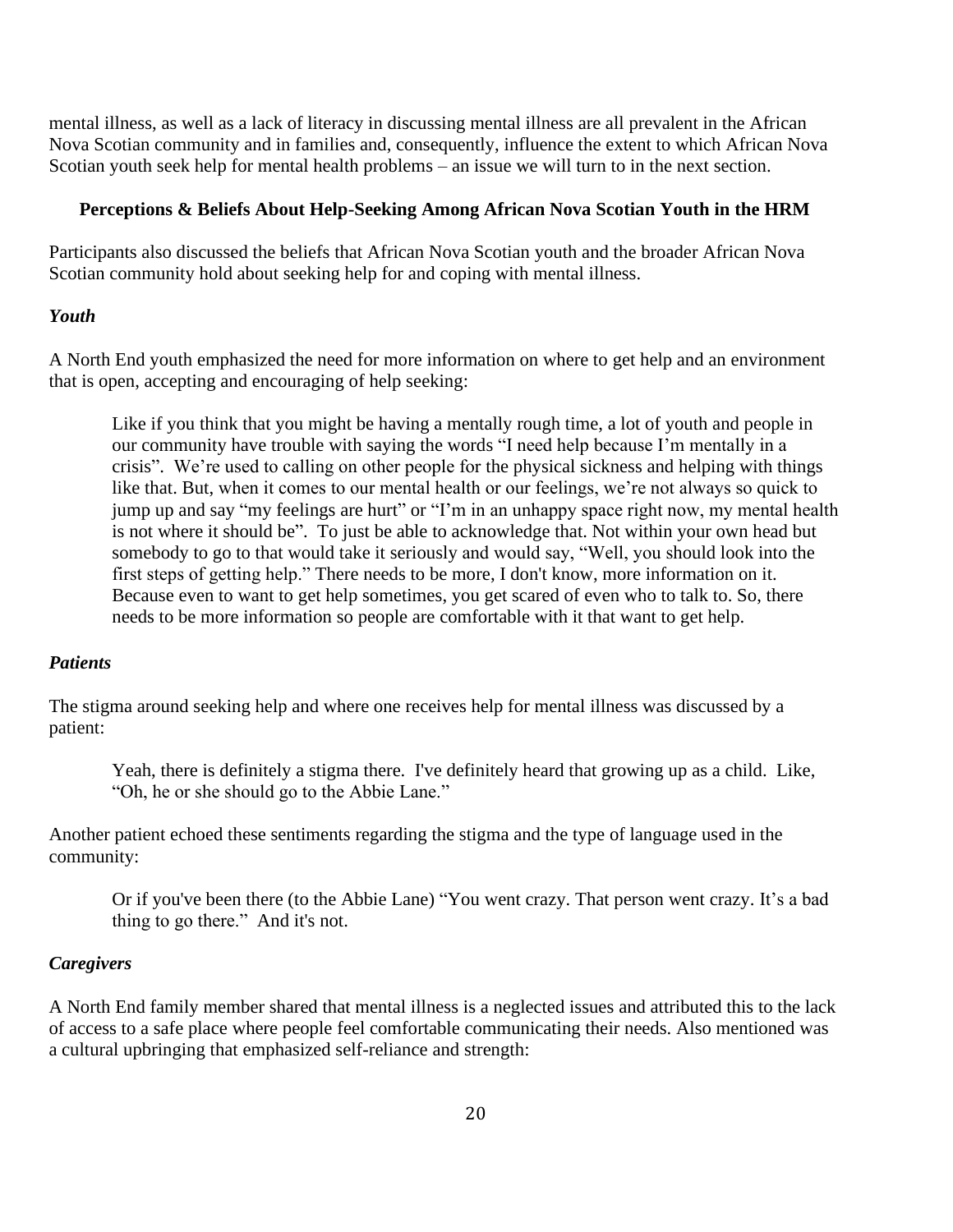mental illness, as well as a lack of literacy in discussing mental illness are all prevalent in the African Nova Scotian community and in families and, consequently, influence the extent to which African Nova Scotian youth seek help for mental health problems – an issue we will turn to in the next section.

## Perceptions & Beliefs About Help-Seeking Among African Nova Scotian Youth in the HRM

Participants also discussed the beliefs that African Nova Scotian youth and the broader African Nova Scotian community hold about seeking help for and coping with mental illness.

### *Youth*

A North End youth emphasized the need for more information on where to get help and an environment that is open, accepting and encouraging of help seeking:

> Like if you think that you might be having a mentally rough time, a lot of youth and people in our community have trouble with saying the words "I need help because I'm mentally in a crisis". We're used to calling on other people for the physical sickness and helping with things like that. But, when it comes to our mental health or our feelings, we're not always so quick to jump up and say "my feelings are hurt" or "I'm in an unhappy space right now, my mental health is not where it should be". To just be able to acknowledge that. Not within your own head but somebody to go to that would take it seriously and would say, "Well, you should look into the first steps of getting help." There needs to be more, I don't know, more information on it. Because even to want to get help sometimes, you get scared of even who to talk to. So, there needs to be more information so people are comfortable with it that want to get help.

### *Patients*

The stigma around seeking help and where one receives help for mental illness was discussed by a patient:

> Yeah, there is definitely a stigma there. I've definitely heard that growing up as a child. Like, "Oh, he or she should go to the Abbie Lane."

Another patient echoed these sentiments regarding the stigma and the type of language used in the community:

> Or if you've been there (to the Abbie Lane) "You went crazy. That person went crazy. It's a bad thing to go there." And it's not.

### *Caregivers*

A North End family member shared that mental illness is a neglected issues and attributed this to the lack of access to a safe place where people feel comfortable communicating their needs. Also mentioned was a cultural upbringing that emphasized self-reliance and strength: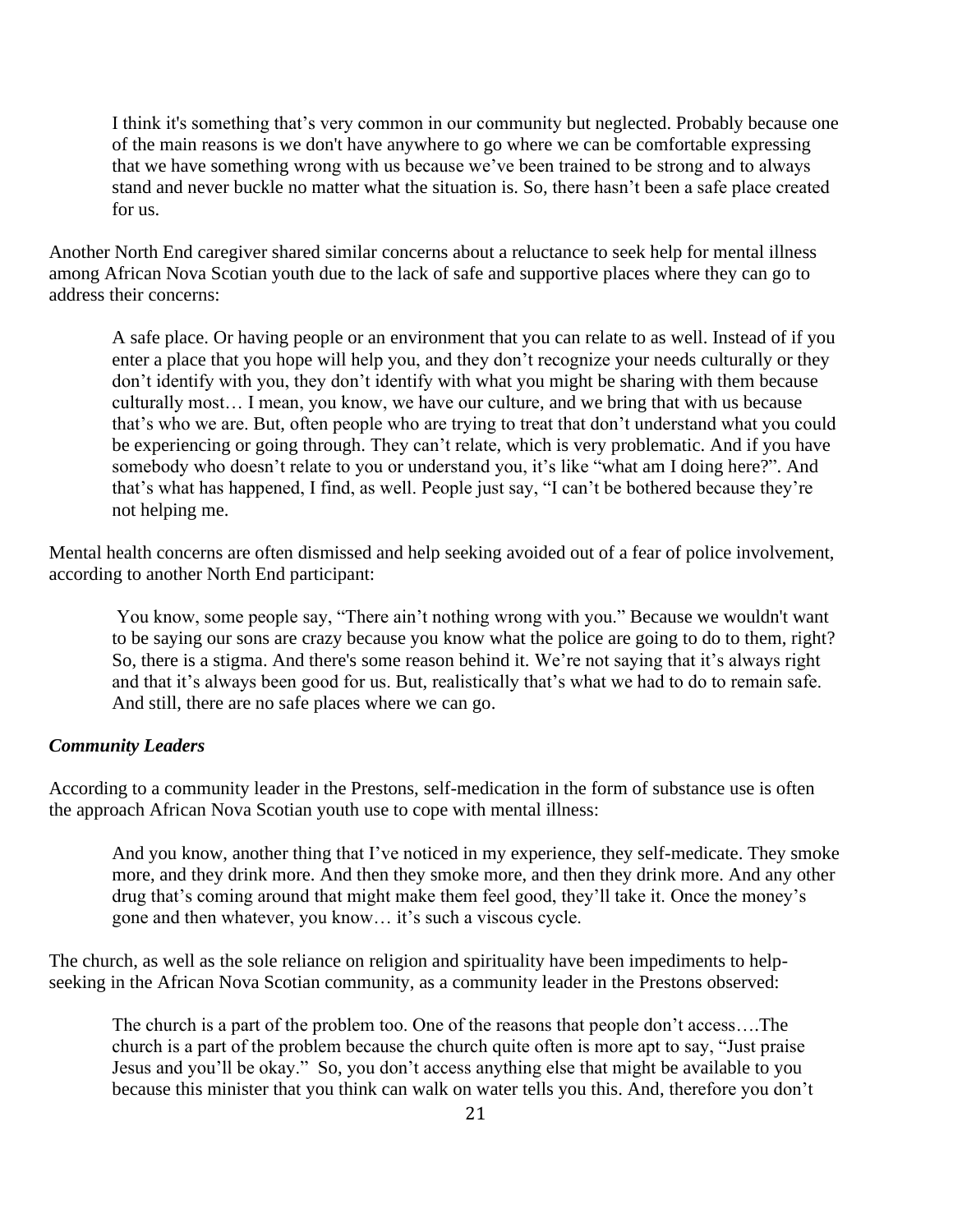> I think it's something that's very common in our community but neglected. Probably because one of the main reasons is we don't have anywhere to go where we can be comfortable expressing that we have something wrong with us because we've been trained to be strong and to always stand and never buckle no matter what the situation is. So, there hasn't been a safe place created for us.

Another North End caregiver shared similar concerns about a reluctance to seek help for mental illness among African Nova Scotian youth due to the lack of safe and supportive places where they can go to address their concerns:

> A safe place. Or having people or an environment that you can relate to as well. Instead of if you enter a place that you hope will help you, and they don't recognize your needs culturally or they don't identify with you, they don't identify with what you might be sharing with them because culturally most… I mean, you know, we have our culture, and we bring that with us because that's who we are. But, often people who are trying to treat that don't understand what you could be experiencing or going through. They can't relate, which is very problematic. And if you have somebody who doesn't relate to you or understand you, it's like "what am I doing here?". And that's what has happened, I find, as well. People just say, "I can't be bothered because they're not helping me.

Mental health concerns are often dismissed and help seeking avoided out of a fear of police involvement, according to another North End participant:

> You know, some people say, "There ain't nothing wrong with you." Because we wouldn't want to be saying our sons are crazy because you know what the police are going to do to them, right? So, there is a stigma. And there's some reason behind it. We're not saying that it's always right and that it's always been good for us. But, realistically that's what we had to do to remain safe. And still, there are no safe places where we can go.

***Community Leaders***

According to a community leader in the Prestons, self-medication in the form of substance use is often the approach African Nova Scotian youth use to cope with mental illness:

> And you know, another thing that I've noticed in my experience, they self-medicate. They smoke more, and they drink more. And then they smoke more, and then they drink more. And any other drug that's coming around that might make them feel good, they'll take it. Once the money's gone and then whatever, you know… it's such a viscous cycle.

The church, as well as the sole reliance on religion and spirituality have been impediments to help-seeking in the African Nova Scotian community, as a community leader in the Prestons observed:

> The church is a part of the problem too. One of the reasons that people don't access….The church is a part of the problem because the church quite often is more apt to say, "Just praise Jesus and you'll be okay." So, you don't access anything else that might be available to you because this minister that you think can walk on water tells you this. And, therefore you don't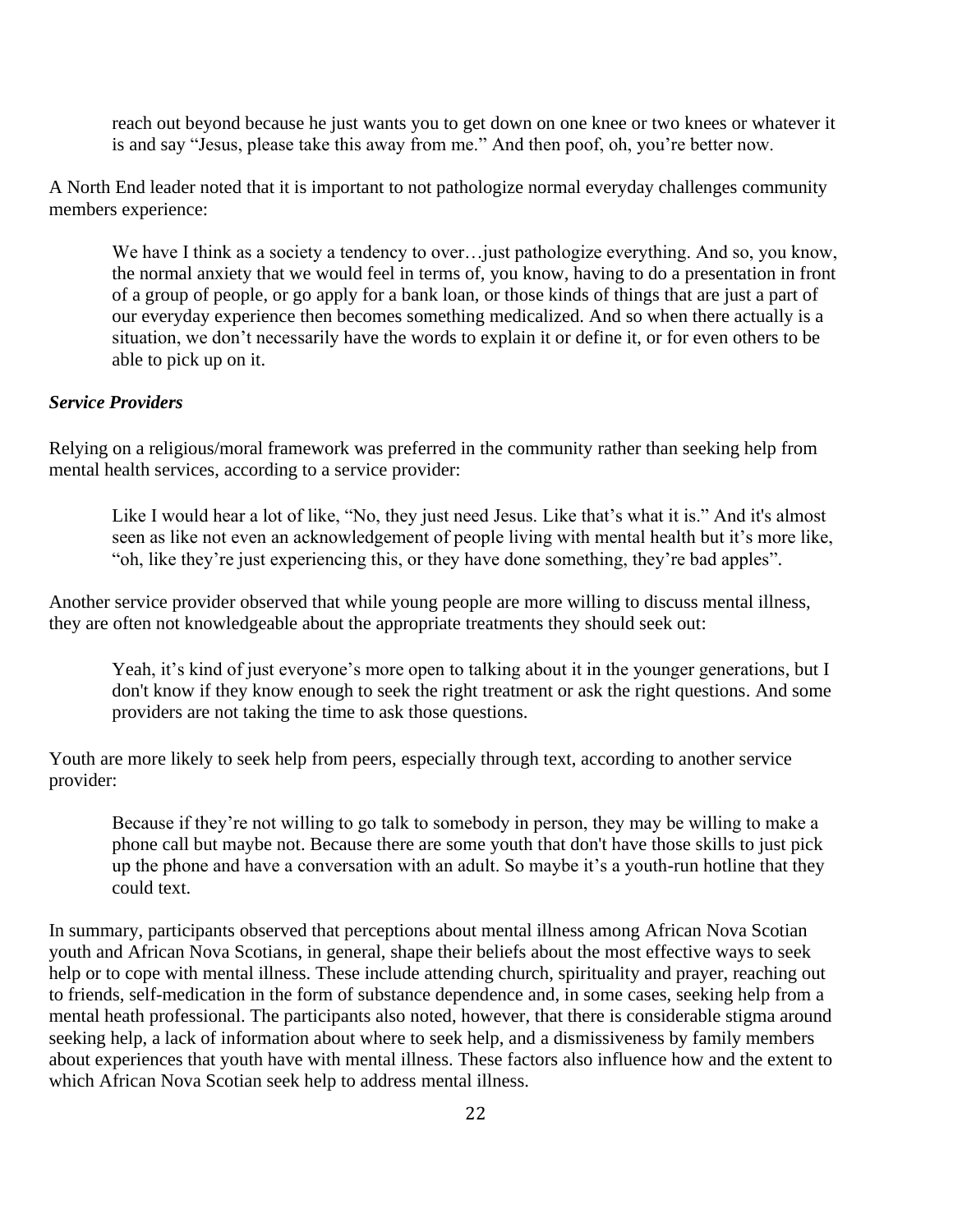> reach out beyond because he just wants you to get down on one knee or two knees or whatever it is and say "Jesus, please take this away from me." And then poof, oh, you're better now.

A North End leader noted that it is important to not pathologize normal everyday challenges community members experience:

> We have I think as a society a tendency to over…just pathologize everything. And so, you know, the normal anxiety that we would feel in terms of, you know, having to do a presentation in front of a group of people, or go apply for a bank loan, or those kinds of things that are just a part of our everyday experience then becomes something medicalized. And so when there actually is a situation, we don't necessarily have the words to explain it or define it, or for even others to be able to pick up on it.

***Service Providers***

Relying on a religious/moral framework was preferred in the community rather than seeking help from mental health services, according to a service provider:

> Like I would hear a lot of like, "No, they just need Jesus. Like that's what it is." And it's almost seen as like not even an acknowledgement of people living with mental health but it's more like, "oh, like they're just experiencing this, or they have done something, they're bad apples".

Another service provider observed that while young people are more willing to discuss mental illness, they are often not knowledgeable about the appropriate treatments they should seek out:

> Yeah, it's kind of just everyone's more open to talking about it in the younger generations, but I don't know if they know enough to seek the right treatment or ask the right questions. And some providers are not taking the time to ask those questions.

Youth are more likely to seek help from peers, especially through text, according to another service provider:

> Because if they're not willing to go talk to somebody in person, they may be willing to make a phone call but maybe not. Because there are some youth that don't have those skills to just pick up the phone and have a conversation with an adult. So maybe it's a youth-run hotline that they could text.

In summary, participants observed that perceptions about mental illness among African Nova Scotian youth and African Nova Scotians, in general, shape their beliefs about the most effective ways to seek help or to cope with mental illness. These include attending church, spirituality and prayer, reaching out to friends, self-medication in the form of substance dependence and, in some cases, seeking help from a mental heath professional. The participants also noted, however, that there is considerable stigma around seeking help, a lack of information about where to seek help, and a dismissiveness by family members about experiences that youth have with mental illness. These factors also influence how and the extent to which African Nova Scotian seek help to address mental illness.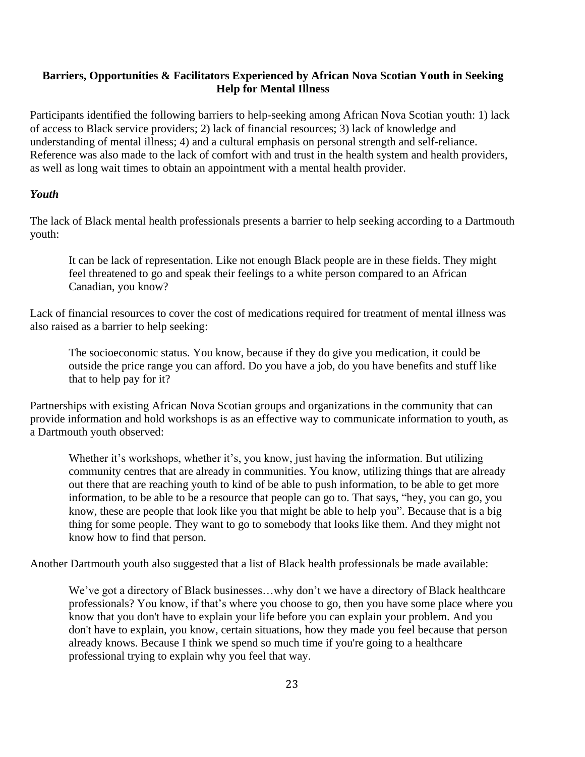## Barriers, Opportunities & Facilitators Experienced by African Nova Scotian Youth in Seeking Help for Mental Illness

Participants identified the following barriers to help-seeking among African Nova Scotian youth: 1) lack of access to Black service providers; 2) lack of financial resources; 3) lack of knowledge and understanding of mental illness; 4) and a cultural emphasis on personal strength and self-reliance. Reference was also made to the lack of comfort with and trust in the health system and health providers, as well as long wait times to obtain an appointment with a mental health provider.

### *Youth*

The lack of Black mental health professionals presents a barrier to help seeking according to a Dartmouth youth:

> It can be lack of representation. Like not enough Black people are in these fields. They might feel threatened to go and speak their feelings to a white person compared to an African Canadian, you know?

Lack of financial resources to cover the cost of medications required for treatment of mental illness was also raised as a barrier to help seeking:

> The socioeconomic status. You know, because if they do give you medication, it could be outside the price range you can afford. Do you have a job, do you have benefits and stuff like that to help pay for it?

Partnerships with existing African Nova Scotian groups and organizations in the community that can provide information and hold workshops is as an effective way to communicate information to youth, as a Dartmouth youth observed:

> Whether it's workshops, whether it's, you know, just having the information. But utilizing community centres that are already in communities. You know, utilizing things that are already out there that are reaching youth to kind of be able to push information, to be able to get more information, to be able to be a resource that people can go to. That says, "hey, you can go, you know, these are people that look like you that might be able to help you". Because that is a big thing for some people. They want to go to somebody that looks like them. And they might not know how to find that person.

Another Dartmouth youth also suggested that a list of Black health professionals be made available:

> We've got a directory of Black businesses…why don't we have a directory of Black healthcare professionals? You know, if that's where you choose to go, then you have some place where you know that you don't have to explain your life before you can explain your problem. And you don't have to explain, you know, certain situations, how they made you feel because that person already knows. Because I think we spend so much time if you're going to a healthcare professional trying to explain why you feel that way.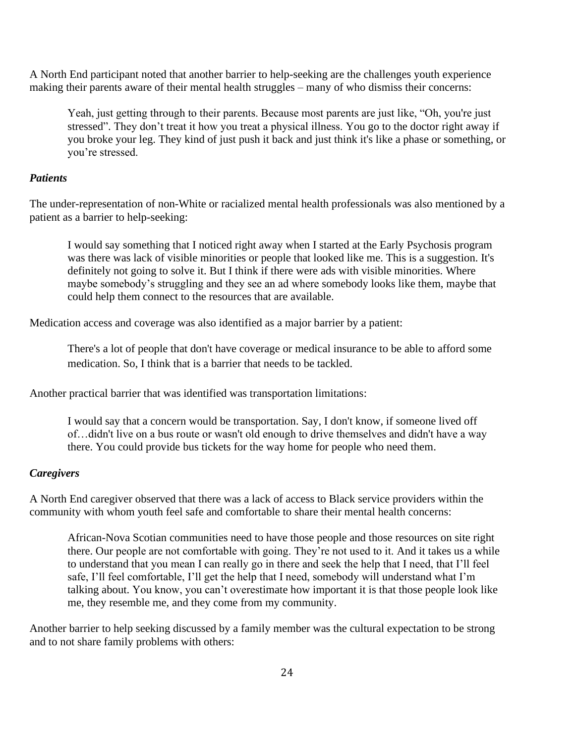A North End participant noted that another barrier to help-seeking are the challenges youth experience making their parents aware of their mental health struggles – many of who dismiss their concerns:

> Yeah, just getting through to their parents. Because most parents are just like, "Oh, you're just stressed". They don't treat it how you treat a physical illness. You go to the doctor right away if you broke your leg. They kind of just push it back and just think it's like a phase or something, or you're stressed.

### *Patients*

The under-representation of non-White or racialized mental health professionals was also mentioned by a patient as a barrier to help-seeking:

> I would say something that I noticed right away when I started at the Early Psychosis program was there was lack of visible minorities or people that looked like me. This is a suggestion. It's definitely not going to solve it. But I think if there were ads with visible minorities. Where maybe somebody's struggling and they see an ad where somebody looks like them, maybe that could help them connect to the resources that are available.

Medication access and coverage was also identified as a major barrier by a patient:

> There's a lot of people that don't have coverage or medical insurance to be able to afford some medication. So, I think that is a barrier that needs to be tackled.

Another practical barrier that was identified was transportation limitations:

> I would say that a concern would be transportation. Say, I don't know, if someone lived off of…didn't live on a bus route or wasn't old enough to drive themselves and didn't have a way there. You could provide bus tickets for the way home for people who need them.

### *Caregivers*

A North End caregiver observed that there was a lack of access to Black service providers within the community with whom youth feel safe and comfortable to share their mental health concerns:

> African-Nova Scotian communities need to have those people and those resources on site right there. Our people are not comfortable with going. They're not used to it. And it takes us a while to understand that you mean I can really go in there and seek the help that I need, that I'll feel safe, I'll feel comfortable, I'll get the help that I need, somebody will understand what I'm talking about. You know, you can't overestimate how important it is that those people look like me, they resemble me, and they come from my community.

Another barrier to help seeking discussed by a family member was the cultural expectation to be strong and to not share family problems with others: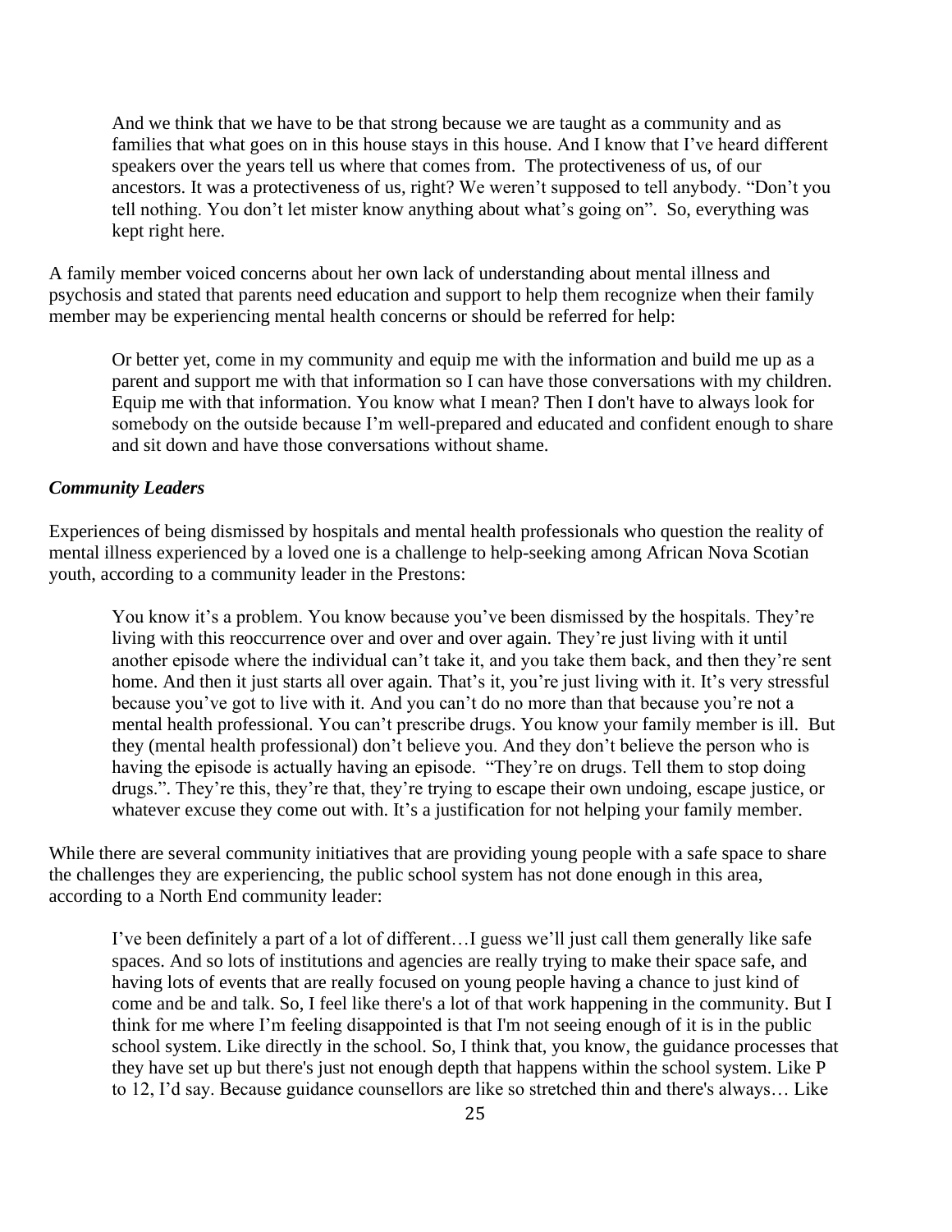> And we think that we have to be that strong because we are taught as a community and as families that what goes on in this house stays in this house. And I know that I've heard different speakers over the years tell us where that comes from. The protectiveness of us, of our ancestors. It was a protectiveness of us, right? We weren't supposed to tell anybody. "Don't you tell nothing. You don't let mister know anything about what's going on". So, everything was kept right here.

A family member voiced concerns about her own lack of understanding about mental illness and psychosis and stated that parents need education and support to help them recognize when their family member may be experiencing mental health concerns or should be referred for help:

> Or better yet, come in my community and equip me with the information and build me up as a parent and support me with that information so I can have those conversations with my children. Equip me with that information. You know what I mean? Then I don't have to always look for somebody on the outside because I'm well-prepared and educated and confident enough to share and sit down and have those conversations without shame.

***Community Leaders***

Experiences of being dismissed by hospitals and mental health professionals who question the reality of mental illness experienced by a loved one is a challenge to help-seeking among African Nova Scotian youth, according to a community leader in the Prestons:

> You know it's a problem. You know because you've been dismissed by the hospitals. They're living with this reoccurrence over and over and over again. They're just living with it until another episode where the individual can't take it, and you take them back, and then they're sent home. And then it just starts all over again. That's it, you're just living with it. It's very stressful because you've got to live with it. And you can't do no more than that because you're not a mental health professional. You can't prescribe drugs. You know your family member is ill. But they (mental health professional) don't believe you. And they don't believe the person who is having the episode is actually having an episode. "They're on drugs. Tell them to stop doing drugs.". They're this, they're that, they're trying to escape their own undoing, escape justice, or whatever excuse they come out with. It's a justification for not helping your family member.

While there are several community initiatives that are providing young people with a safe space to share the challenges they are experiencing, the public school system has not done enough in this area, according to a North End community leader:

> I've been definitely a part of a lot of different…I guess we'll just call them generally like safe spaces. And so lots of institutions and agencies are really trying to make their space safe, and having lots of events that are really focused on young people having a chance to just kind of come and be and talk. So, I feel like there's a lot of that work happening in the community. But I think for me where I'm feeling disappointed is that I'm not seeing enough of it is in the public school system. Like directly in the school. So, I think that, you know, the guidance processes that they have set up but there's just not enough depth that happens within the school system. Like P to 12, I'd say. Because guidance counsellors are like so stretched thin and there's always… Like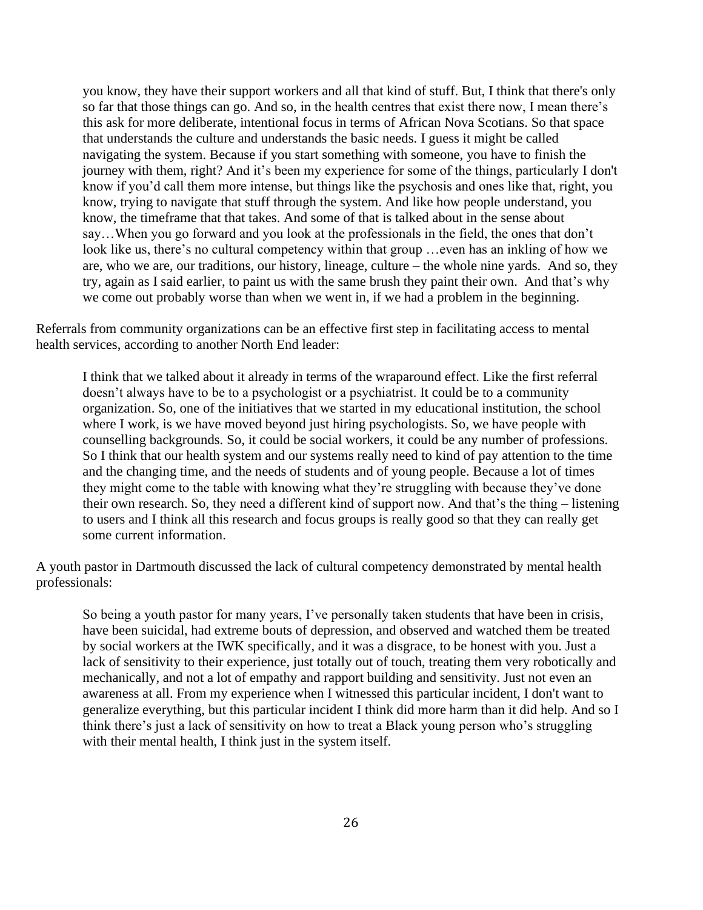> you know, they have their support workers and all that kind of stuff. But, I think that there's only so far that those things can go. And so, in the health centres that exist there now, I mean there's this ask for more deliberate, intentional focus in terms of African Nova Scotians. So that space that understands the culture and understands the basic needs. I guess it might be called navigating the system. Because if you start something with someone, you have to finish the journey with them, right? And it's been my experience for some of the things, particularly I don't know if you'd call them more intense, but things like the psychosis and ones like that, right, you know, trying to navigate that stuff through the system. And like how people understand, you know, the timeframe that that takes. And some of that is talked about in the sense about say…When you go forward and you look at the professionals in the field, the ones that don't look like us, there's no cultural competency within that group …even has an inkling of how we are, who we are, our traditions, our history, lineage, culture – the whole nine yards. And so, they try, again as I said earlier, to paint us with the same brush they paint their own. And that's why we come out probably worse than when we went in, if we had a problem in the beginning.

Referrals from community organizations can be an effective first step in facilitating access to mental health services, according to another North End leader:

> I think that we talked about it already in terms of the wraparound effect. Like the first referral doesn't always have to be to a psychologist or a psychiatrist. It could be to a community organization. So, one of the initiatives that we started in my educational institution, the school where I work, is we have moved beyond just hiring psychologists. So, we have people with counselling backgrounds. So, it could be social workers, it could be any number of professions. So I think that our health system and our systems really need to kind of pay attention to the time and the changing time, and the needs of students and of young people. Because a lot of times they might come to the table with knowing what they're struggling with because they've done their own research. So, they need a different kind of support now. And that's the thing – listening to users and I think all this research and focus groups is really good so that they can really get some current information.

A youth pastor in Dartmouth discussed the lack of cultural competency demonstrated by mental health professionals:

> So being a youth pastor for many years, I've personally taken students that have been in crisis, have been suicidal, had extreme bouts of depression, and observed and watched them be treated by social workers at the IWK specifically, and it was a disgrace, to be honest with you. Just a lack of sensitivity to their experience, just totally out of touch, treating them very robotically and mechanically, and not a lot of empathy and rapport building and sensitivity. Just not even an awareness at all. From my experience when I witnessed this particular incident, I don't want to generalize everything, but this particular incident I think did more harm than it did help. And so I think there's just a lack of sensitivity on how to treat a Black young person who's struggling with their mental health, I think just in the system itself.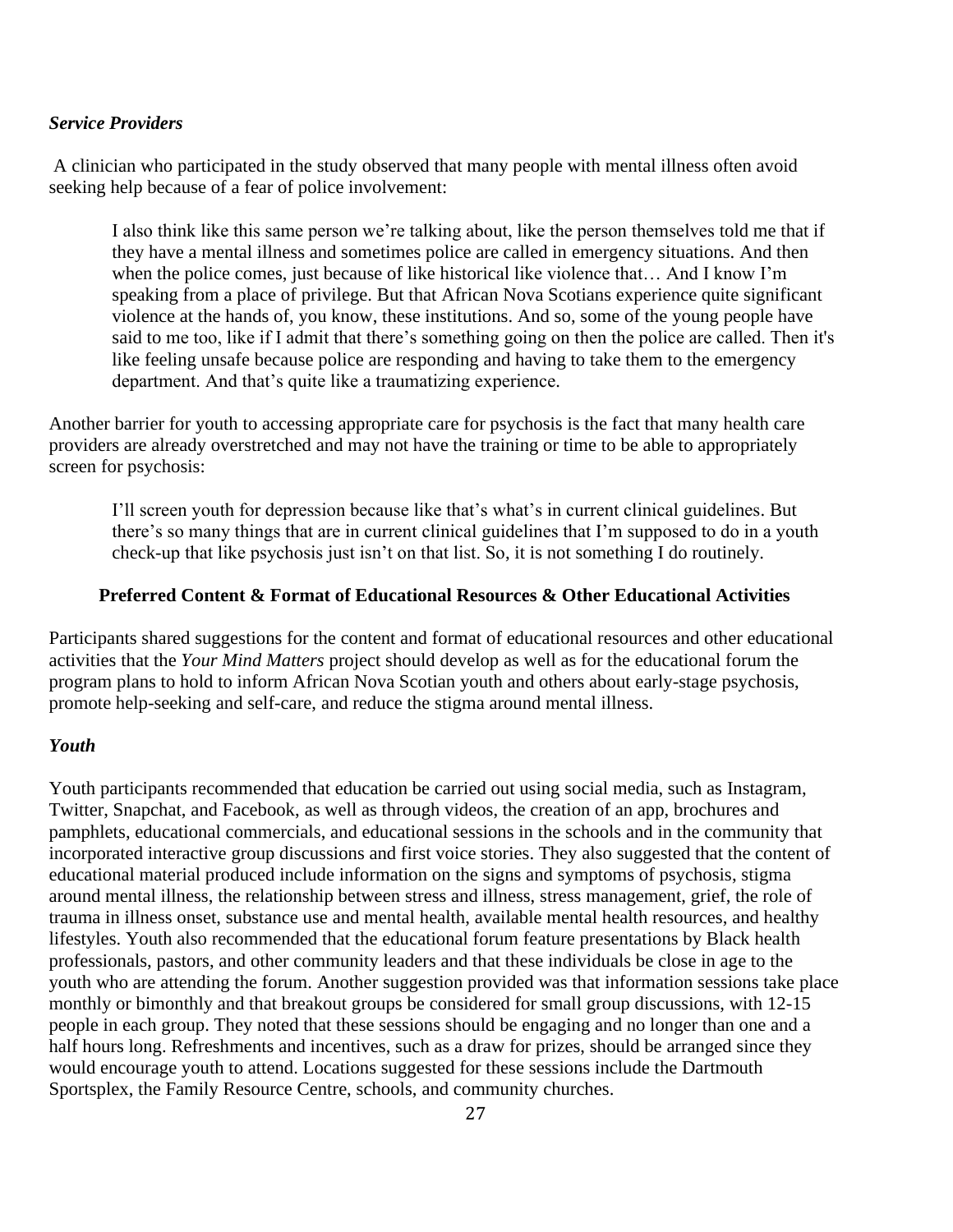### *Service Providers*

A clinician who participated in the study observed that many people with mental illness often avoid seeking help because of a fear of police involvement:

> I also think like this same person we're talking about, like the person themselves told me that if they have a mental illness and sometimes police are called in emergency situations. And then when the police comes, just because of like historical like violence that… And I know I'm speaking from a place of privilege. But that African Nova Scotians experience quite significant violence at the hands of, you know, these institutions. And so, some of the young people have said to me too, like if I admit that there's something going on then the police are called. Then it's like feeling unsafe because police are responding and having to take them to the emergency department. And that's quite like a traumatizing experience.

Another barrier for youth to accessing appropriate care for psychosis is the fact that many health care providers are already overstretched and may not have the training or time to be able to appropriately screen for psychosis:

> I'll screen youth for depression because like that's what's in current clinical guidelines. But there's so many things that are in current clinical guidelines that I'm supposed to do in a youth check-up that like psychosis just isn't on that list. So, it is not something I do routinely.

## Preferred Content & Format of Educational Resources & Other Educational Activities

Participants shared suggestions for the content and format of educational resources and other educational activities that the *Your Mind Matters* project should develop as well as for the educational forum the program plans to hold to inform African Nova Scotian youth and others about early-stage psychosis, promote help-seeking and self-care, and reduce the stigma around mental illness.

### *Youth*

Youth participants recommended that education be carried out using social media, such as Instagram, Twitter, Snapchat, and Facebook, as well as through videos, the creation of an app, brochures and pamphlets, educational commercials, and educational sessions in the schools and in the community that incorporated interactive group discussions and first voice stories. They also suggested that the content of educational material produced include information on the signs and symptoms of psychosis, stigma around mental illness, the relationship between stress and illness, stress management, grief, the role of trauma in illness onset, substance use and mental health, available mental health resources, and healthy lifestyles. Youth also recommended that the educational forum feature presentations by Black health professionals, pastors, and other community leaders and that these individuals be close in age to the youth who are attending the forum. Another suggestion provided was that information sessions take place monthly or bimonthly and that breakout groups be considered for small group discussions, with 12-15 people in each group. They noted that these sessions should be engaging and no longer than one and a half hours long. Refreshments and incentives, such as a draw for prizes, should be arranged since they would encourage youth to attend. Locations suggested for these sessions include the Dartmouth Sportsplex, the Family Resource Centre, schools, and community churches.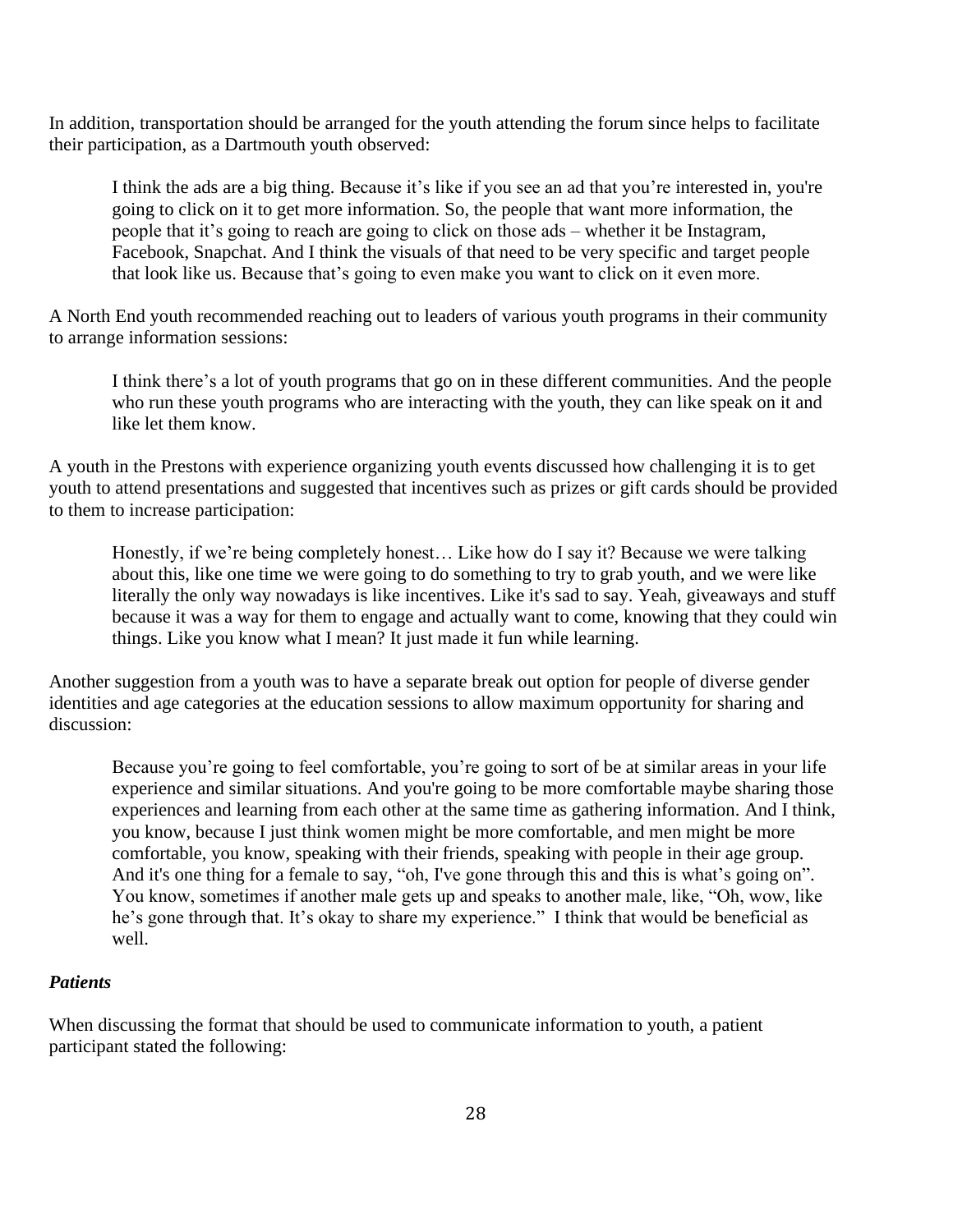In addition, transportation should be arranged for the youth attending the forum since helps to facilitate their participation, as a Dartmouth youth observed:

> I think the ads are a big thing. Because it's like if you see an ad that you're interested in, you're going to click on it to get more information. So, the people that want more information, the people that it's going to reach are going to click on those ads – whether it be Instagram, Facebook, Snapchat. And I think the visuals of that need to be very specific and target people that look like us. Because that's going to even make you want to click on it even more.

A North End youth recommended reaching out to leaders of various youth programs in their community to arrange information sessions:

> I think there's a lot of youth programs that go on in these different communities. And the people who run these youth programs who are interacting with the youth, they can like speak on it and like let them know.

A youth in the Prestons with experience organizing youth events discussed how challenging it is to get youth to attend presentations and suggested that incentives such as prizes or gift cards should be provided to them to increase participation:

> Honestly, if we're being completely honest… Like how do I say it? Because we were talking about this, like one time we were going to do something to try to grab youth, and we were like literally the only way nowadays is like incentives. Like it's sad to say. Yeah, giveaways and stuff because it was a way for them to engage and actually want to come, knowing that they could win things. Like you know what I mean? It just made it fun while learning.

Another suggestion from a youth was to have a separate break out option for people of diverse gender identities and age categories at the education sessions to allow maximum opportunity for sharing and discussion:

> Because you're going to feel comfortable, you're going to sort of be at similar areas in your life experience and similar situations. And you're going to be more comfortable maybe sharing those experiences and learning from each other at the same time as gathering information. And I think, you know, because I just think women might be more comfortable, and men might be more comfortable, you know, speaking with their friends, speaking with people in their age group. And it's one thing for a female to say, "oh, I've gone through this and this is what's going on". You know, sometimes if another male gets up and speaks to another male, like, "Oh, wow, like he's gone through that. It's okay to share my experience." I think that would be beneficial as well.

***Patients***

When discussing the format that should be used to communicate information to youth, a patient participant stated the following: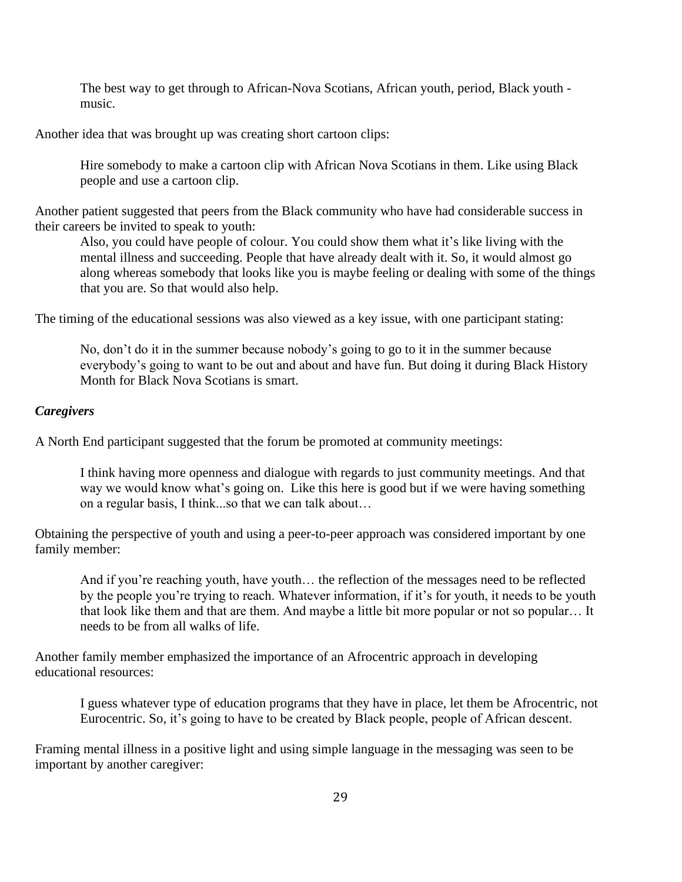> The best way to get through to African-Nova Scotians, African youth, period, Black youth - music.

Another idea that was brought up was creating short cartoon clips:

> Hire somebody to make a cartoon clip with African Nova Scotians in them. Like using Black people and use a cartoon clip.

Another patient suggested that peers from the Black community who have had considerable success in their careers be invited to speak to youth:

> Also, you could have people of colour. You could show them what it's like living with the mental illness and succeeding. People that have already dealt with it. So, it would almost go along whereas somebody that looks like you is maybe feeling or dealing with some of the things that you are. So that would also help.

The timing of the educational sessions was also viewed as a key issue, with one participant stating:

> No, don't do it in the summer because nobody's going to go to it in the summer because everybody's going to want to be out and about and have fun. But doing it during Black History Month for Black Nova Scotians is smart.

***Caregivers***

A North End participant suggested that the forum be promoted at community meetings:

> I think having more openness and dialogue with regards to just community meetings. And that way we would know what's going on. Like this here is good but if we were having something on a regular basis, I think...so that we can talk about…

Obtaining the perspective of youth and using a peer-to-peer approach was considered important by one family member:

> And if you're reaching youth, have youth… the reflection of the messages need to be reflected by the people you're trying to reach. Whatever information, if it's for youth, it needs to be youth that look like them and that are them. And maybe a little bit more popular or not so popular… It needs to be from all walks of life.

Another family member emphasized the importance of an Afrocentric approach in developing educational resources:

> I guess whatever type of education programs that they have in place, let them be Afrocentric, not Eurocentric. So, it's going to have to be created by Black people, people of African descent.

Framing mental illness in a positive light and using simple language in the messaging was seen to be important by another caregiver: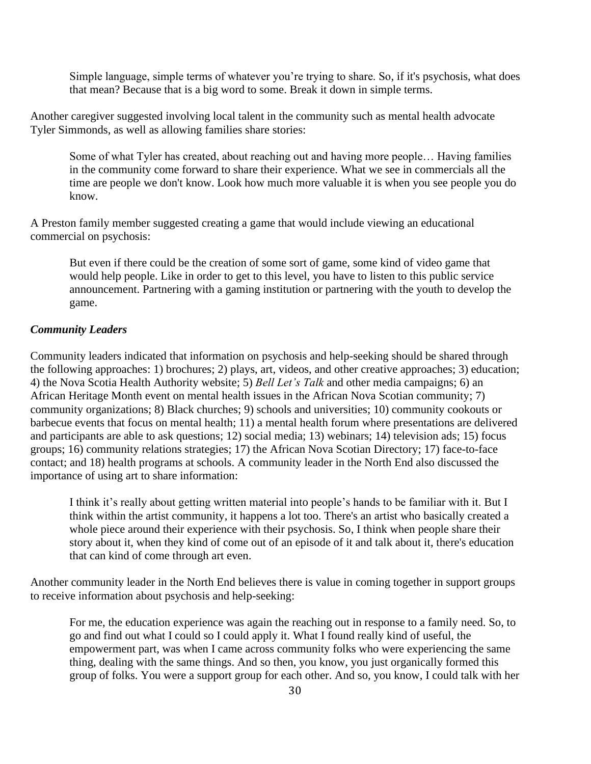> Simple language, simple terms of whatever you're trying to share. So, if it's psychosis, what does that mean? Because that is a big word to some. Break it down in simple terms.

Another caregiver suggested involving local talent in the community such as mental health advocate Tyler Simmonds, as well as allowing families share stories:

> Some of what Tyler has created, about reaching out and having more people… Having families in the community come forward to share their experience. What we see in commercials all the time are people we don't know. Look how much more valuable it is when you see people you do know.

A Preston family member suggested creating a game that would include viewing an educational commercial on psychosis:

> But even if there could be the creation of some sort of game, some kind of video game that would help people. Like in order to get to this level, you have to listen to this public service announcement. Partnering with a gaming institution or partnering with the youth to develop the game.

***Community Leaders***

Community leaders indicated that information on psychosis and help-seeking should be shared through the following approaches: 1) brochures; 2) plays, art, videos, and other creative approaches; 3) education; 4) the Nova Scotia Health Authority website; 5) *Bell Let's Talk* and other media campaigns; 6) an African Heritage Month event on mental health issues in the African Nova Scotian community; 7) community organizations; 8) Black churches; 9) schools and universities; 10) community cookouts or barbecue events that focus on mental health; 11) a mental health forum where presentations are delivered and participants are able to ask questions; 12) social media; 13) webinars; 14) television ads; 15) focus groups; 16) community relations strategies; 17) the African Nova Scotian Directory; 17) face-to-face contact; and 18) health programs at schools. A community leader in the North End also discussed the importance of using art to share information:

> I think it's really about getting written material into people's hands to be familiar with it. But I think within the artist community, it happens a lot too. There's an artist who basically created a whole piece around their experience with their psychosis. So, I think when people share their story about it, when they kind of come out of an episode of it and talk about it, there's education that can kind of come through art even.

Another community leader in the North End believes there is value in coming together in support groups to receive information about psychosis and help-seeking:

> For me, the education experience was again the reaching out in response to a family need. So, to go and find out what I could so I could apply it. What I found really kind of useful, the empowerment part, was when I came across community folks who were experiencing the same thing, dealing with the same things. And so then, you know, you just organically formed this group of folks. You were a support group for each other. And so, you know, I could talk with her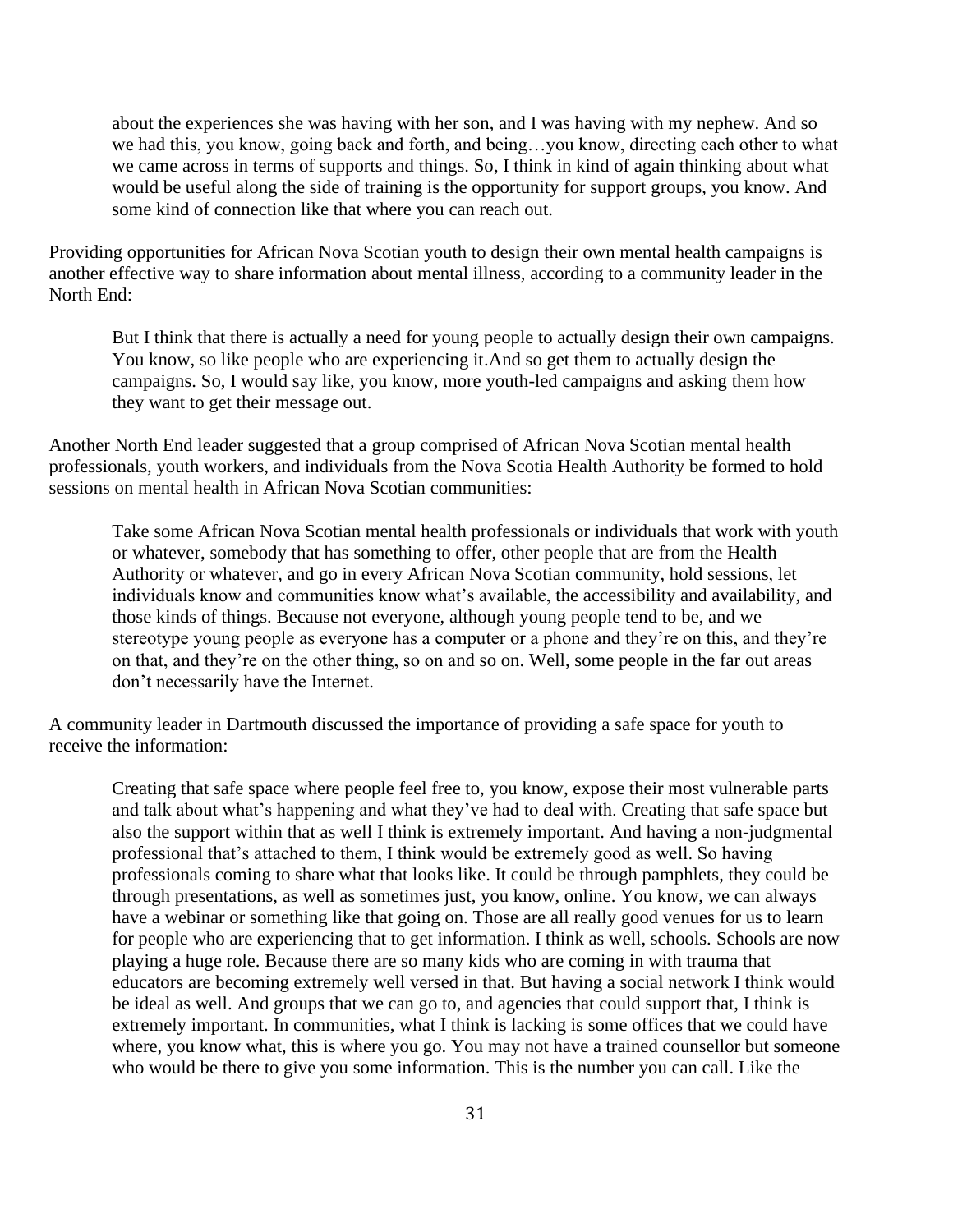> about the experiences she was having with her son, and I was having with my nephew. And so we had this, you know, going back and forth, and being…you know, directing each other to what we came across in terms of supports and things. So, I think in kind of again thinking about what would be useful along the side of training is the opportunity for support groups, you know. And some kind of connection like that where you can reach out.

Providing opportunities for African Nova Scotian youth to design their own mental health campaigns is another effective way to share information about mental illness, according to a community leader in the North End:

> But I think that there is actually a need for young people to actually design their own campaigns. You know, so like people who are experiencing it.And so get them to actually design the campaigns. So, I would say like, you know, more youth-led campaigns and asking them how they want to get their message out.

Another North End leader suggested that a group comprised of African Nova Scotian mental health professionals, youth workers, and individuals from the Nova Scotia Health Authority be formed to hold sessions on mental health in African Nova Scotian communities:

> Take some African Nova Scotian mental health professionals or individuals that work with youth or whatever, somebody that has something to offer, other people that are from the Health Authority or whatever, and go in every African Nova Scotian community, hold sessions, let individuals know and communities know what's available, the accessibility and availability, and those kinds of things. Because not everyone, although young people tend to be, and we stereotype young people as everyone has a computer or a phone and they're on this, and they're on that, and they're on the other thing, so on and so on. Well, some people in the far out areas don't necessarily have the Internet.

A community leader in Dartmouth discussed the importance of providing a safe space for youth to receive the information:

> Creating that safe space where people feel free to, you know, expose their most vulnerable parts and talk about what's happening and what they've had to deal with. Creating that safe space but also the support within that as well I think is extremely important. And having a non-judgmental professional that's attached to them, I think would be extremely good as well. So having professionals coming to share what that looks like. It could be through pamphlets, they could be through presentations, as well as sometimes just, you know, online. You know, we can always have a webinar or something like that going on. Those are all really good venues for us to learn for people who are experiencing that to get information. I think as well, schools. Schools are now playing a huge role. Because there are so many kids who are coming in with trauma that educators are becoming extremely well versed in that. But having a social network I think would be ideal as well. And groups that we can go to, and agencies that could support that, I think is extremely important. In communities, what I think is lacking is some offices that we could have where, you know what, this is where you go. You may not have a trained counsellor but someone who would be there to give you some information. This is the number you can call. Like the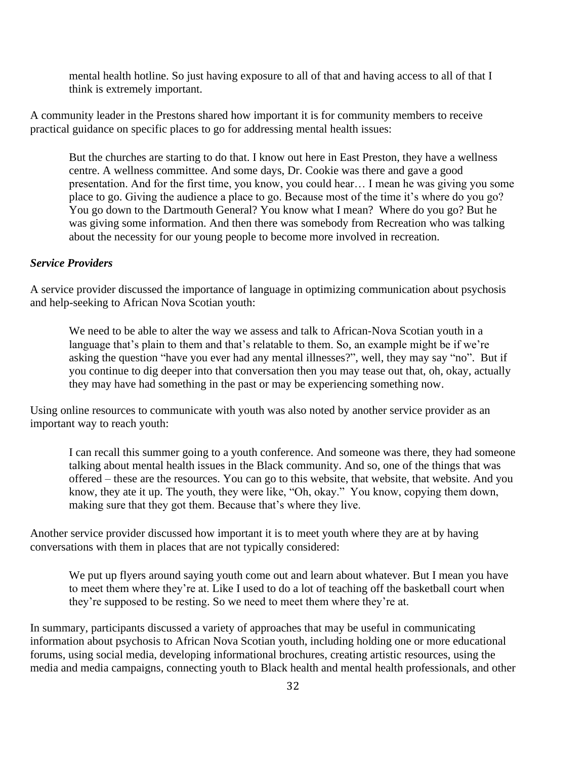> mental health hotline. So just having exposure to all of that and having access to all of that I think is extremely important.

A community leader in the Prestons shared how important it is for community members to receive practical guidance on specific places to go for addressing mental health issues:

> But the churches are starting to do that. I know out here in East Preston, they have a wellness centre. A wellness committee. And some days, Dr. Cookie was there and gave a good presentation. And for the first time, you know, you could hear… I mean he was giving you some place to go. Giving the audience a place to go. Because most of the time it's where do you go? You go down to the Dartmouth General? You know what I mean? Where do you go? But he was giving some information. And then there was somebody from Recreation who was talking about the necessity for our young people to become more involved in recreation.

***Service Providers***

A service provider discussed the importance of language in optimizing communication about psychosis and help-seeking to African Nova Scotian youth:

> We need to be able to alter the way we assess and talk to African-Nova Scotian youth in a language that's plain to them and that's relatable to them. So, an example might be if we're asking the question "have you ever had any mental illnesses?", well, they may say "no". But if you continue to dig deeper into that conversation then you may tease out that, oh, okay, actually they may have had something in the past or may be experiencing something now.

Using online resources to communicate with youth was also noted by another service provider as an important way to reach youth:

> I can recall this summer going to a youth conference. And someone was there, they had someone talking about mental health issues in the Black community. And so, one of the things that was offered – these are the resources. You can go to this website, that website, that website. And you know, they ate it up. The youth, they were like, "Oh, okay." You know, copying them down, making sure that they got them. Because that's where they live.

Another service provider discussed how important it is to meet youth where they are at by having conversations with them in places that are not typically considered:

> We put up flyers around saying youth come out and learn about whatever. But I mean you have to meet them where they're at. Like I used to do a lot of teaching off the basketball court when they're supposed to be resting. So we need to meet them where they're at.

In summary, participants discussed a variety of approaches that may be useful in communicating information about psychosis to African Nova Scotian youth, including holding one or more educational forums, using social media, developing informational brochures, creating artistic resources, using the media and media campaigns, connecting youth to Black health and mental health professionals, and other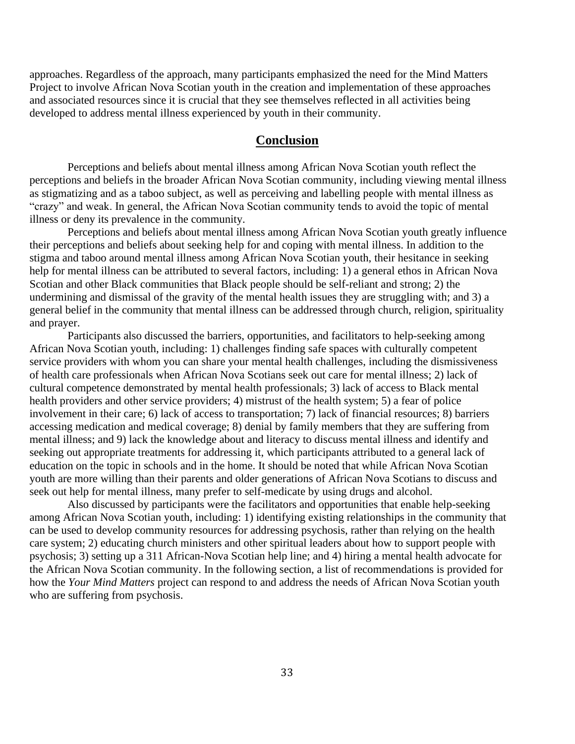approaches. Regardless of the approach, many participants emphasized the need for the Mind Matters Project to involve African Nova Scotian youth in the creation and implementation of these approaches and associated resources since it is crucial that they see themselves reflected in all activities being developed to address mental illness experienced by youth in their community.

## Conclusion

Perceptions and beliefs about mental illness among African Nova Scotian youth reflect the perceptions and beliefs in the broader African Nova Scotian community, including viewing mental illness as stigmatizing and as a taboo subject, as well as perceiving and labelling people with mental illness as "crazy" and weak. In general, the African Nova Scotian community tends to avoid the topic of mental illness or deny its prevalence in the community.

Perceptions and beliefs about mental illness among African Nova Scotian youth greatly influence their perceptions and beliefs about seeking help for and coping with mental illness. In addition to the stigma and taboo around mental illness among African Nova Scotian youth, their hesitance in seeking help for mental illness can be attributed to several factors, including: 1) a general ethos in African Nova Scotian and other Black communities that Black people should be self-reliant and strong; 2) the undermining and dismissal of the gravity of the mental health issues they are struggling with; and 3) a general belief in the community that mental illness can be addressed through church, religion, spirituality and prayer.

Participants also discussed the barriers, opportunities, and facilitators to help-seeking among African Nova Scotian youth, including: 1) challenges finding safe spaces with culturally competent service providers with whom you can share your mental health challenges, including the dismissiveness of health care professionals when African Nova Scotians seek out care for mental illness; 2) lack of cultural competence demonstrated by mental health professionals; 3) lack of access to Black mental health providers and other service providers; 4) mistrust of the health system; 5) a fear of police involvement in their care; 6) lack of access to transportation; 7) lack of financial resources; 8) barriers accessing medication and medical coverage; 8) denial by family members that they are suffering from mental illness; and 9) lack the knowledge about and literacy to discuss mental illness and identify and seeking out appropriate treatments for addressing it, which participants attributed to a general lack of education on the topic in schools and in the home. It should be noted that while African Nova Scotian youth are more willing than their parents and older generations of African Nova Scotians to discuss and seek out help for mental illness, many prefer to self-medicate by using drugs and alcohol.

Also discussed by participants were the facilitators and opportunities that enable help-seeking among African Nova Scotian youth, including: 1) identifying existing relationships in the community that can be used to develop community resources for addressing psychosis, rather than relying on the health care system; 2) educating church ministers and other spiritual leaders about how to support people with psychosis; 3) setting up a 311 African-Nova Scotian help line; and 4) hiring a mental health advocate for the African Nova Scotian community. In the following section, a list of recommendations is provided for how the *Your Mind Matters* project can respond to and address the needs of African Nova Scotian youth who are suffering from psychosis.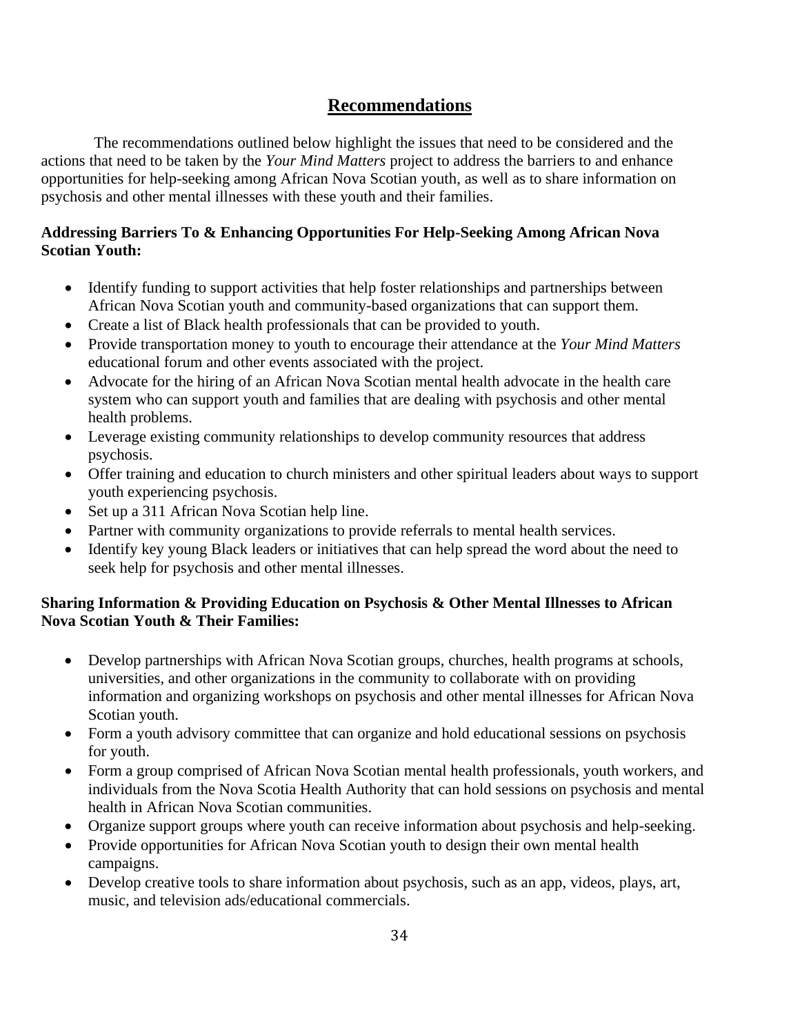# Recommendations

The recommendations outlined below highlight the issues that need to be considered and the actions that need to be taken by the *Your Mind Matters* project to address the barriers to and enhance opportunities for help-seeking among African Nova Scotian youth, as well as to share information on psychosis and other mental illnesses with these youth and their families.

**Addressing Barriers To & Enhancing Opportunities For Help-Seeking Among African Nova Scotian Youth:**

- Identify funding to support activities that help foster relationships and partnerships between African Nova Scotian youth and community-based organizations that can support them.
- Create a list of Black health professionals that can be provided to youth.
- Provide transportation money to youth to encourage their attendance at the *Your Mind Matters* educational forum and other events associated with the project.
- Advocate for the hiring of an African Nova Scotian mental health advocate in the health care system who can support youth and families that are dealing with psychosis and other mental health problems.
- Leverage existing community relationships to develop community resources that address psychosis.
- Offer training and education to church ministers and other spiritual leaders about ways to support youth experiencing psychosis.
- Set up a 311 African Nova Scotian help line.
- Partner with community organizations to provide referrals to mental health services.
- Identify key young Black leaders or initiatives that can help spread the word about the need to seek help for psychosis and other mental illnesses.

**Sharing Information & Providing Education on Psychosis & Other Mental Illnesses to African Nova Scotian Youth & Their Families:**

- Develop partnerships with African Nova Scotian groups, churches, health programs at schools, universities, and other organizations in the community to collaborate with on providing information and organizing workshops on psychosis and other mental illnesses for African Nova Scotian youth.
- Form a youth advisory committee that can organize and hold educational sessions on psychosis for youth.
- Form a group comprised of African Nova Scotian mental health professionals, youth workers, and individuals from the Nova Scotia Health Authority that can hold sessions on psychosis and mental health in African Nova Scotian communities.
- Organize support groups where youth can receive information about psychosis and help-seeking.
- Provide opportunities for African Nova Scotian youth to design their own mental health campaigns.
- Develop creative tools to share information about psychosis, such as an app, videos, plays, art, music, and television ads/educational commercials.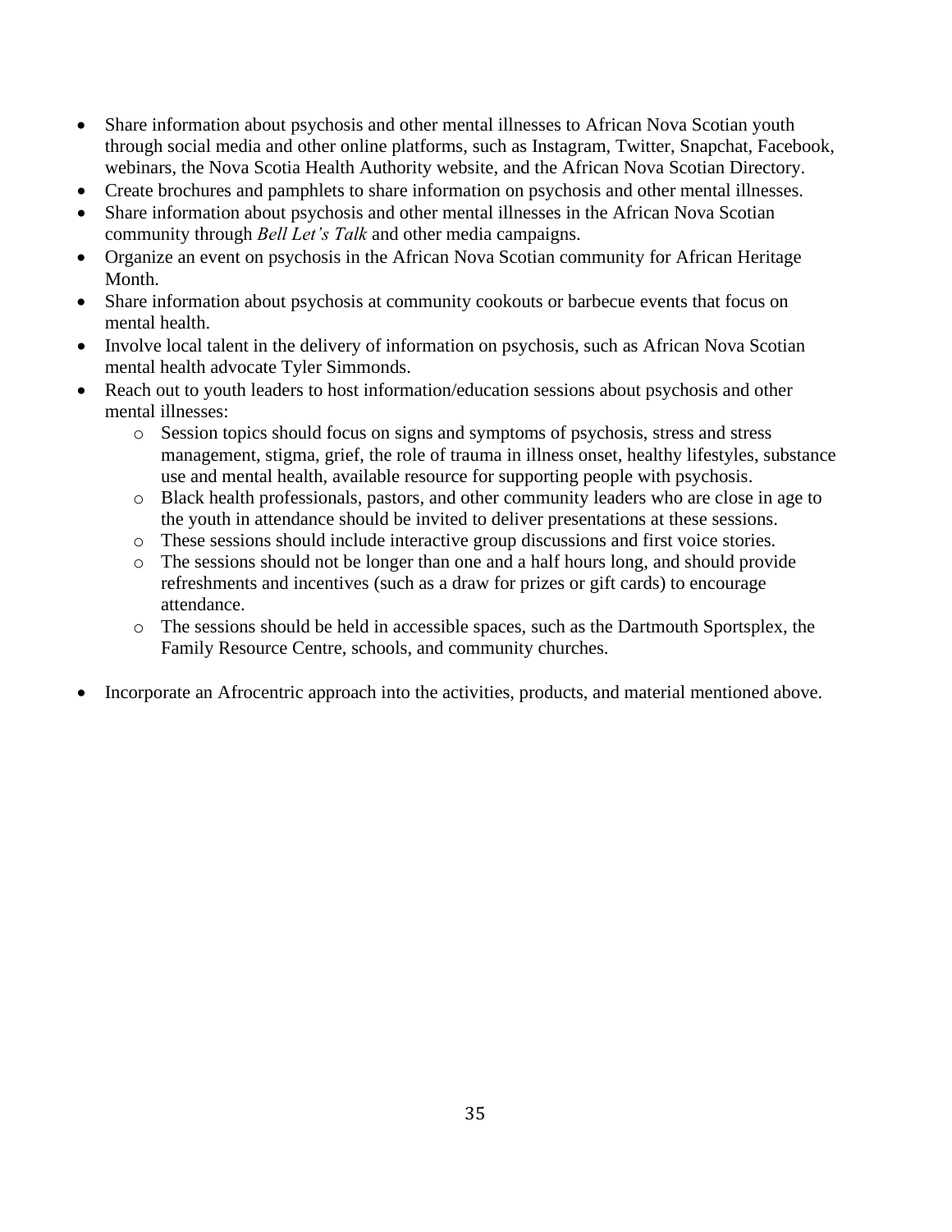- Share information about psychosis and other mental illnesses to African Nova Scotian youth through social media and other online platforms, such as Instagram, Twitter, Snapchat, Facebook, webinars, the Nova Scotia Health Authority website, and the African Nova Scotian Directory.
- Create brochures and pamphlets to share information on psychosis and other mental illnesses.
- Share information about psychosis and other mental illnesses in the African Nova Scotian community through *Bell Let's Talk* and other media campaigns.
- Organize an event on psychosis in the African Nova Scotian community for African Heritage Month.
- Share information about psychosis at community cookouts or barbecue events that focus on mental health.
- Involve local talent in the delivery of information on psychosis, such as African Nova Scotian mental health advocate Tyler Simmonds.
- Reach out to youth leaders to host information/education sessions about psychosis and other mental illnesses:
  - Session topics should focus on signs and symptoms of psychosis, stress and stress management, stigma, grief, the role of trauma in illness onset, healthy lifestyles, substance use and mental health, available resource for supporting people with psychosis.
  - Black health professionals, pastors, and other community leaders who are close in age to the youth in attendance should be invited to deliver presentations at these sessions.
  - These sessions should include interactive group discussions and first voice stories.
  - The sessions should not be longer than one and a half hours long, and should provide refreshments and incentives (such as a draw for prizes or gift cards) to encourage attendance.
  - The sessions should be held in accessible spaces, such as the Dartmouth Sportsplex, the Family Resource Centre, schools, and community churches.
- Incorporate an Afrocentric approach into the activities, products, and material mentioned above.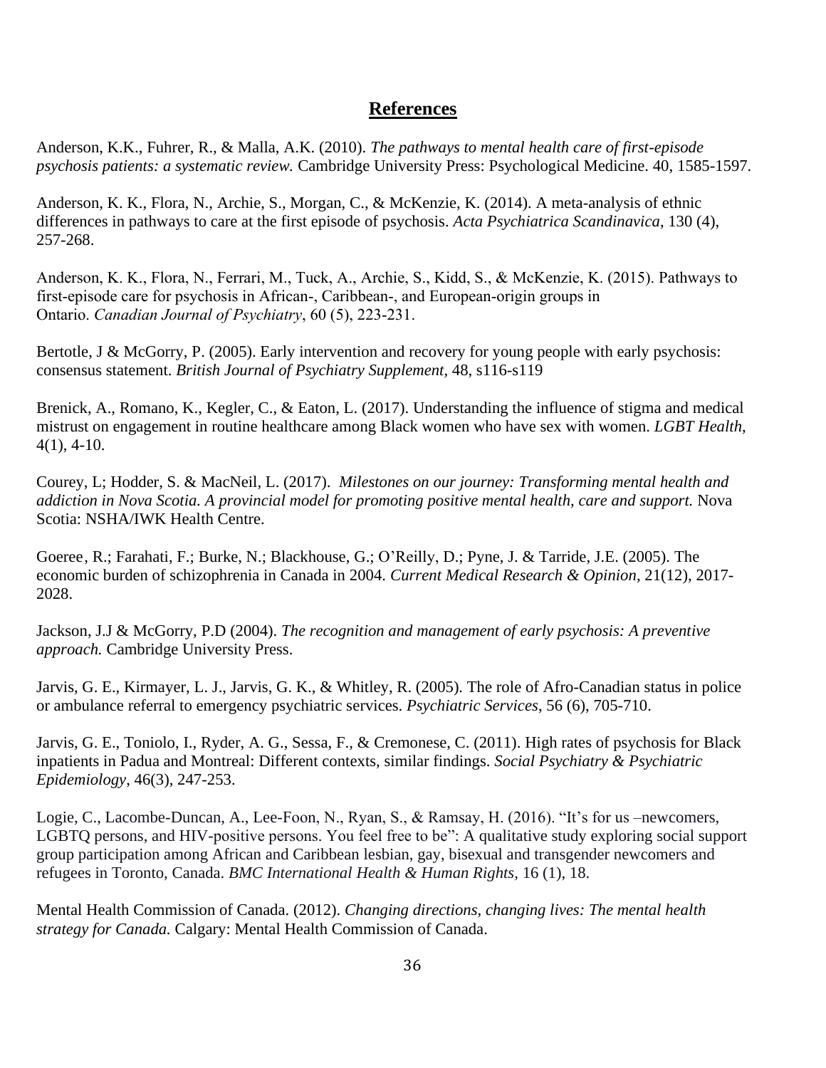## References

Anderson, K.K., Fuhrer, R., & Malla, A.K. (2010). *The pathways to mental health care of first-episode psychosis patients: a systematic review.* Cambridge University Press: Psychological Medicine. 40, 1585-1597.

Anderson, K. K., Flora, N., Archie, S., Morgan, C., & McKenzie, K. (2014). A meta-analysis of ethnic differences in pathways to care at the first episode of psychosis. *Acta Psychiatrica Scandinavica*, 130 (4), 257-268.

Anderson, K. K., Flora, N., Ferrari, M., Tuck, A., Archie, S., Kidd, S., & McKenzie, K. (2015). Pathways to first-episode care for psychosis in African-, Caribbean-, and European-origin groups in Ontario. *Canadian Journal of Psychiatry*, 60 (5), 223-231.

Bertotle, J & McGorry, P. (2005). Early intervention and recovery for young people with early psychosis: consensus statement. *British Journal of Psychiatry Supplement*, 48, s116-s119

Brenick, A., Romano, K., Kegler, C., & Eaton, L. (2017). Understanding the influence of stigma and medical mistrust on engagement in routine healthcare among Black women who have sex with women. *LGBT Health*, 4(1), 4-10.

Courey, L; Hodder, S. & MacNeil, L. (2017). *Milestones on our journey: Transforming mental health and addiction in Nova Scotia. A provincial model for promoting positive mental health, care and support.* Nova Scotia: NSHA/IWK Health Centre.

Goeree, R.; Farahati, F.; Burke, N.; Blackhouse, G.; O'Reilly, D.; Pyne, J. & Tarride, J.E. (2005). The economic burden of schizophrenia in Canada in 2004. *Current Medical Research & Opinion*, 21(12), 2017-2028.

Jackson, J.J & McGorry, P.D (2004). *The recognition and management of early psychosis: A preventive approach.* Cambridge University Press.

Jarvis, G. E., Kirmayer, L. J., Jarvis, G. K., & Whitley, R. (2005). The role of Afro-Canadian status in police or ambulance referral to emergency psychiatric services. *Psychiatric Services*, 56 (6), 705-710.

Jarvis, G. E., Toniolo, I., Ryder, A. G., Sessa, F., & Cremonese, C. (2011). High rates of psychosis for Black inpatients in Padua and Montreal: Different contexts, similar findings. *Social Psychiatry & Psychiatric Epidemiology*, 46(3), 247-253.

Logie, C., Lacombe-Duncan, A., Lee-Foon, N., Ryan, S., & Ramsay, H. (2016). "It's for us –newcomers, LGBTQ persons, and HIV-positive persons. You feel free to be": A qualitative study exploring social support group participation among African and Caribbean lesbian, gay, bisexual and transgender newcomers and refugees in Toronto, Canada. *BMC International Health & Human Rights*, 16 (1), 18.

Mental Health Commission of Canada. (2012). *Changing directions, changing lives: The mental health strategy for Canada.* Calgary: Mental Health Commission of Canada.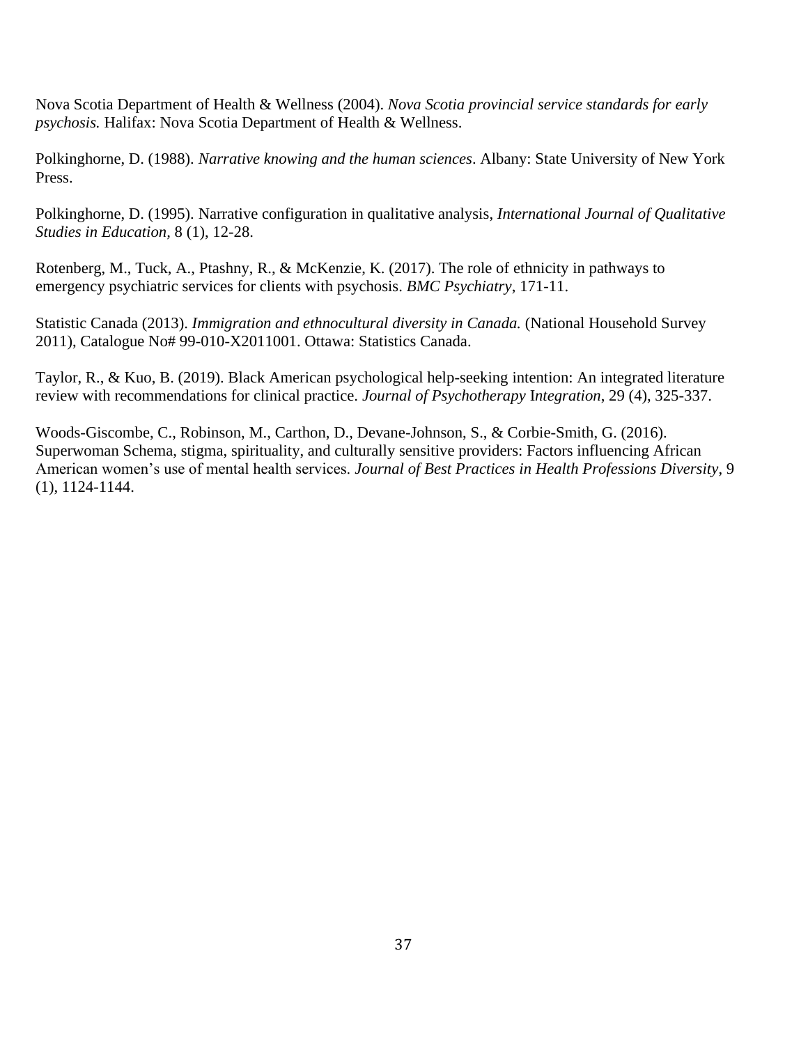Nova Scotia Department of Health & Wellness (2004). *Nova Scotia provincial service standards for early psychosis.* Halifax: Nova Scotia Department of Health & Wellness.

Polkinghorne, D. (1988). *Narrative knowing and the human sciences*. Albany: State University of New York Press.

Polkinghorne, D. (1995). Narrative configuration in qualitative analysis, *International Journal of Qualitative Studies in Education,* 8 (1), 12-28.

Rotenberg, M., Tuck, A., Ptashny, R., & McKenzie, K. (2017). The role of ethnicity in pathways to emergency psychiatric services for clients with psychosis. *BMC Psychiatry*, 171-11.

Statistic Canada (2013). *Immigration and ethnocultural diversity in Canada.* (National Household Survey 2011), Catalogue No# 99-010-X2011001. Ottawa: Statistics Canada.

Taylor, R., & Kuo, B. (2019). Black American psychological help-seeking intention: An integrated literature review with recommendations for clinical practice. *Journal of Psychotherapy Integration*, 29 (4), 325-337.

Woods-Giscombe, C., Robinson, M., Carthon, D., Devane-Johnson, S., & Corbie-Smith, G. (2016). Superwoman Schema, stigma, spirituality, and culturally sensitive providers: Factors influencing African American women's use of mental health services. *Journal of Best Practices in Health Professions Diversity*, 9 (1), 1124-1144.